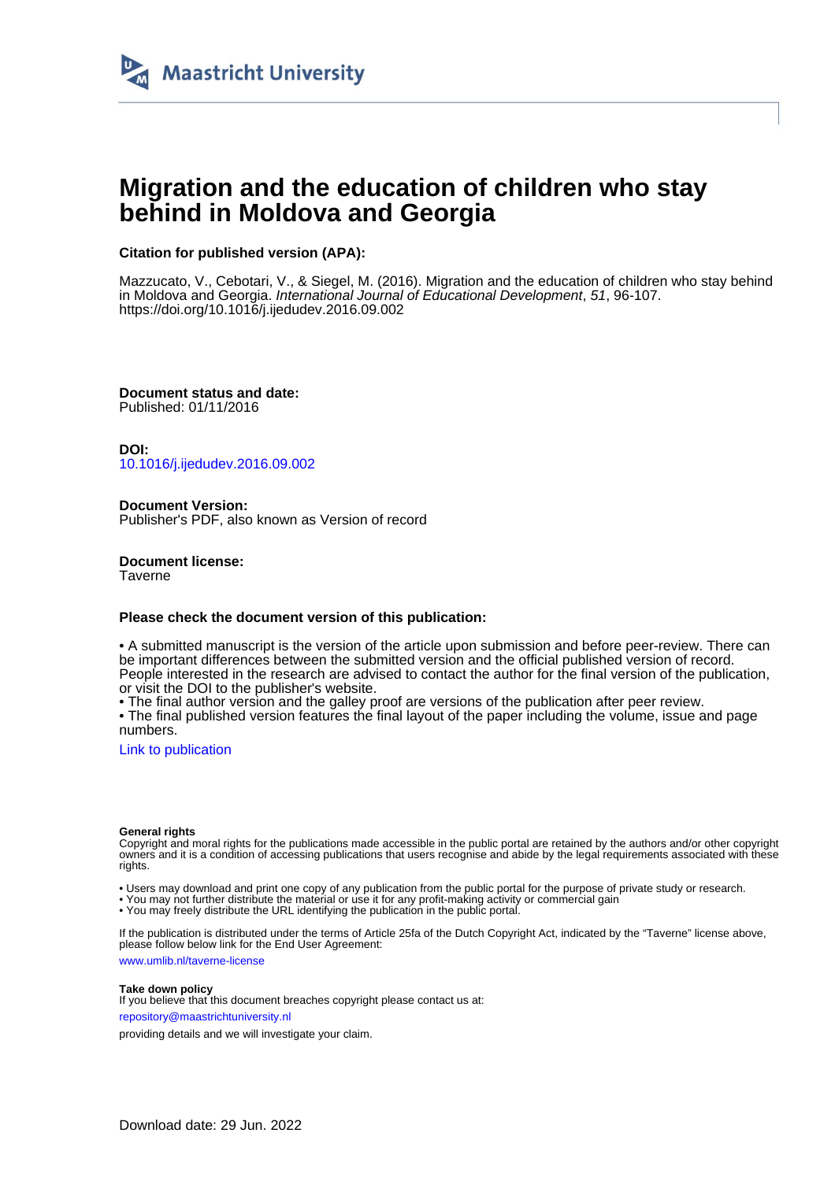Maastricht University

# Migration and the education of children who stay behind in Moldova and Georgia

**Citation for published version (APA):**

Mazzucato, V., Cebotari, V., & Siegel, M. (2016). Migration and the education of children who stay behind in Moldova and Georgia. *International Journal of Educational Development*, *51*, 96-107. https://doi.org/10.1016/j.ijedudev.2016.09.002

**Document status and date:**
Published: 01/11/2016

**DOI:**
10.1016/j.ijedudev.2016.09.002

**Document Version:**
Publisher's PDF, also known as Version of record

**Document license:**
Taverne

**Please check the document version of this publication:**

• A submitted manuscript is the version of the article upon submission and before peer-review. There can be important differences between the submitted version and the official published version of record. People interested in the research are advised to contact the author for the final version of the publication, or visit the DOI to the publisher's website.
• The final author version and the galley proof are versions of the publication after peer review.
• The final published version features the final layout of the paper including the volume, issue and page numbers.

Link to publication

**General rights**
Copyright and moral rights for the publications made accessible in the public portal are retained by the authors and/or other copyright owners and it is a condition of accessing publications that users recognise and abide by the legal requirements associated with these rights.

• Users may download and print one copy of any publication from the public portal for the purpose of private study or research.
• You may not further distribute the material or use it for any profit-making activity or commercial gain
• You may freely distribute the URL identifying the publication in the public portal.

If the publication is distributed under the terms of Article 25fa of the Dutch Copyright Act, indicated by the "Taverne" license above, please follow below link for the End User Agreement:

www.umlib.nl/taverne-license

**Take down policy**
If you believe that this document breaches copyright please contact us at:

repository@maastrichtuniversity.nl

providing details and we will investigate your claim.

Download date: 29 Jun. 2022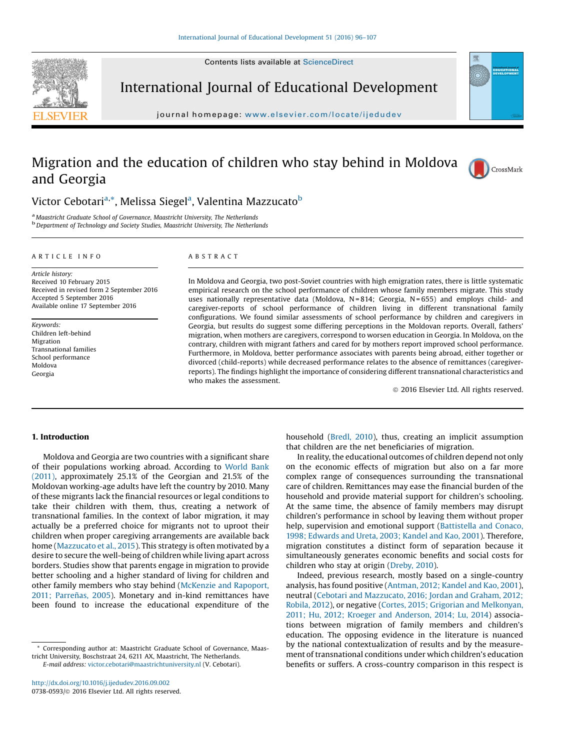# Migration and the education of children who stay behind in Moldova and Georgia

Victor Cebotari[a,*], Melissa Siegel[a], Valentina Mazzucato[b]

[a] Maastricht Graduate School of Governance, Maastricht University, The Netherlands
[b] Department of Technology and Society Studies, Maastricht University, The Netherlands

**ARTICLE INFO**

*Article history:*
Received 10 February 2015
Received in revised form 2 September 2016
Accepted 5 September 2016
Available online 17 September 2016

*Keywords:*
Children left-behind
Migration
Transnational families
School performance
Moldova
Georgia

**ABSTRACT**

In Moldova and Georgia, two post-Soviet countries with high emigration rates, there is little systematic empirical research on the school performance of children whose family members migrate. This study uses nationally representative data (Moldova, N = 814; Georgia, N = 655) and employs child- and caregiver-reports of school performance of children living in different transnational family configurations. We found similar assessments of school performance by children and caregivers in Georgia, but results do suggest some differing perceptions in the Moldovan reports. Overall, fathers' migration, when mothers are caregivers, correspond to worsen education in Georgia. In Moldova, on the contrary, children with migrant fathers and cared for by mothers report improved school performance. Furthermore, in Moldova, better performance associates with parents being abroad, either together or divorced (child-reports) while decreased performance relates to the absence of remittances (caregiver-reports). The findings highlight the importance of considering different transnational characteristics and who makes the assessment.

© 2016 Elsevier Ltd. All rights reserved.

## 1. Introduction

Moldova and Georgia are two countries with a significant share of their populations working abroad. According to World Bank (2011), approximately 25.1% of the Georgian and 21.5% of the Moldovan working-age adults have left the country by 2010. Many of these migrants lack the financial resources or legal conditions to take their children with them, thus, creating a network of transnational families. In the context of labor migration, it may actually be a preferred choice for migrants not to uproot their children when proper caregiving arrangements are available back home (Mazzucato et al., 2015). This strategy is often motivated by a desire to secure the well-being of children while living apart across borders. Studies show that parents engage in migration to provide better schooling and a higher standard of living for children and other family members who stay behind (McKenzie and Rapoport, 2011; Parreñas, 2005). Monetary and in-kind remittances have been found to increase the educational expenditure of the household (Bredl, 2010), thus, creating an implicit assumption that children are the net beneficiaries of migration.

In reality, the educational outcomes of children depend not only on the economic effects of migration but also on a far more complex range of consequences surrounding the transnational care of children. Remittances may ease the financial burden of the household and provide material support for children's schooling. At the same time, the absence of family members may disrupt children's performance in school by leaving them without proper help, supervision and emotional support (Battistella and Conaco, 1998; Edwards and Ureta, 2003; Kandel and Kao, 2001). Therefore, migration constitutes a distinct form of separation because it simultaneously generates economic benefits and social costs for children who stay at origin (Dreby, 2010).

Indeed, previous research, mostly based on a single-country analysis, has found positive (Antman, 2012; Kandel and Kao, 2001), neutral (Cebotari and Mazzucato, 2016; Jordan and Graham, 2012; Robila, 2012), or negative (Cortes, 2015; Grigorian and Melkonyan, 2011; Hu, 2012; Kroeger and Anderson, 2014; Lu, 2014) associations between migration of family members and children's education. The opposing evidence in the literature is nuanced by the national contextualization of results and by the measurement of transnational conditions under which children's education benefits or suffers. A cross-country comparison in this respect is

* Corresponding author at: Maastricht Graduate School of Governance, Maastricht University, Boschstraat 24, 6211 AX, Maastricht, The Netherlands.
E-mail address: victor.cebotari@maastrichtuniversity.nl (V. Cebotari).

http://dx.doi.org/10.1016/j.ijedudev.2016.09.002
0738-0593/© 2016 Elsevier Ltd. All rights reserved.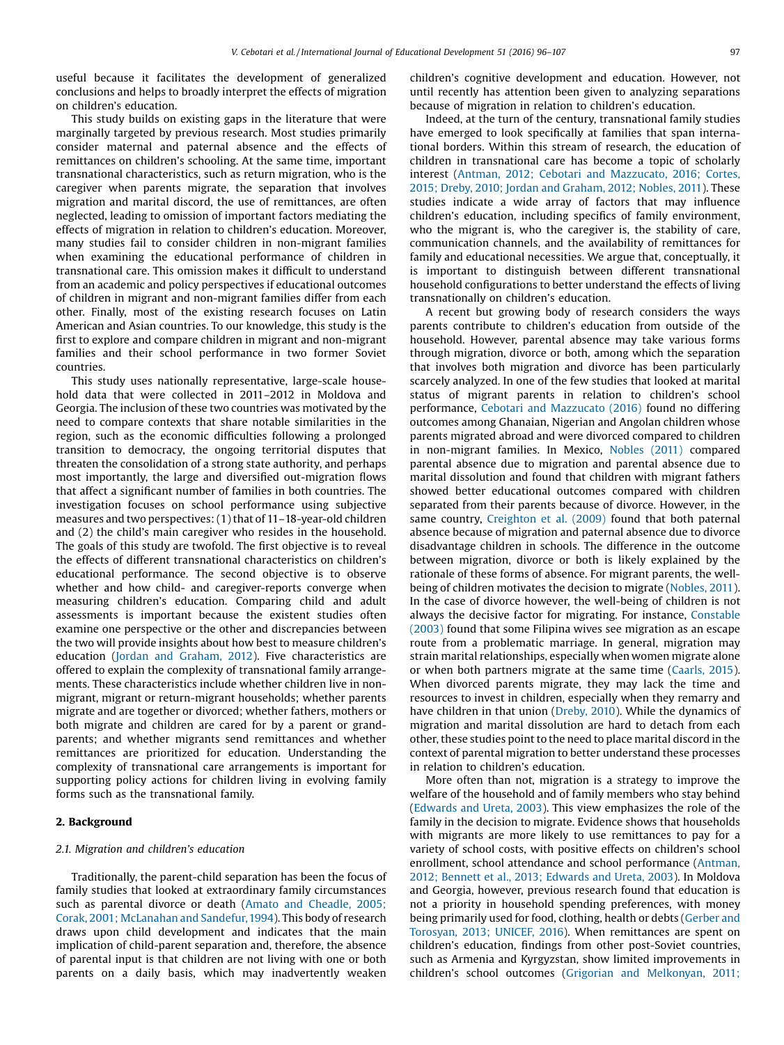useful because it facilitates the development of generalized conclusions and helps to broadly interpret the effects of migration on children's education.

This study builds on existing gaps in the literature that were marginally targeted by previous research. Most studies primarily consider maternal and paternal absence and the effects of remittances on children's schooling. At the same time, important transnational characteristics, such as return migration, who is the caregiver when parents migrate, the separation that involves migration and marital discord, the use of remittances, are often neglected, leading to omission of important factors mediating the effects of migration in relation to children's education. Moreover, many studies fail to consider children in non-migrant families when examining the educational performance of children in transnational care. This omission makes it difficult to understand from an academic and policy perspectives if educational outcomes of children in migrant and non-migrant families differ from each other. Finally, most of the existing research focuses on Latin American and Asian countries. To our knowledge, this study is the first to explore and compare children in migrant and non-migrant families and their school performance in two former Soviet countries.

This study uses nationally representative, large-scale household data that were collected in 2011–2012 in Moldova and Georgia. The inclusion of these two countries was motivated by the need to compare contexts that share notable similarities in the region, such as the economic difficulties following a prolonged transition to democracy, the ongoing territorial disputes that threaten the consolidation of a strong state authority, and perhaps most importantly, the large and diversified out-migration flows that affect a significant number of families in both countries. The investigation focuses on school performance using subjective measures and two perspectives: (1) that of 11–18-year-old children and (2) the child's main caregiver who resides in the household. The goals of this study are twofold. The first objective is to reveal the effects of different transnational characteristics on children's educational performance. The second objective is to observe whether and how child- and caregiver-reports converge when measuring children's education. Comparing child and adult assessments is important because the existent studies often examine one perspective or the other and discrepancies between the two will provide insights about how best to measure children's education (Jordan and Graham, 2012). Five characteristics are offered to explain the complexity of transnational family arrangements. These characteristics include whether children live in non-migrant, migrant or return-migrant households; whether parents migrate and are together or divorced; whether fathers, mothers or both migrate and children are cared for by a parent or grandparents; and whether migrants send remittances and whether remittances are prioritized for education. Understanding the complexity of transnational care arrangements is important for supporting policy actions for children living in evolving family forms such as the transnational family.

## 2. Background

### 2.1. Migration and children's education

Traditionally, the parent-child separation has been the focus of family studies that looked at extraordinary family circumstances such as parental divorce or death (Amato and Cheadle, 2005; Corak, 2001; McLanahan and Sandefur, 1994). This body of research draws upon child development and indicates that the main implication of child-parent separation and, therefore, the absence of parental input is that children are not living with one or both parents on a daily basis, which may inadvertently weaken children's cognitive development and education. However, not until recently has attention been given to analyzing separations because of migration in relation to children's education.

Indeed, at the turn of the century, transnational family studies have emerged to look specifically at families that span international borders. Within this stream of research, the education of children in transnational care has become a topic of scholarly interest (Antman, 2012; Cebotari and Mazzucato, 2016; Cortes, 2015; Dreby, 2010; Jordan and Graham, 2012; Nobles, 2011). These studies indicate a wide array of factors that may influence children's education, including specifics of family environment, who the migrant is, who the caregiver is, the stability of care, communication channels, and the availability of remittances for family and educational necessities. We argue that, conceptually, it is important to distinguish between different transnational household configurations to better understand the effects of living transnationally on children's education.

A recent but growing body of research considers the ways parents contribute to children's education from outside of the household. However, parental absence may take various forms through migration, divorce or both, among which the separation that involves both migration and divorce has been particularly scarcely analyzed. In one of the few studies that looked at marital status of migrant parents in relation to children's school performance, Cebotari and Mazzucato (2016) found no differing outcomes among Ghanaian, Nigerian and Angolan children whose parents migrated abroad and were divorced compared to children in non-migrant families. In Mexico, Nobles (2011) compared parental absence due to migration and parental absence due to marital dissolution and found that children with migrant fathers showed better educational outcomes compared with children separated from their parents because of divorce. However, in the same country, Creighton et al. (2009) found that both paternal absence because of migration and paternal absence due to divorce disadvantage children in schools. The difference in the outcome between migration, divorce or both is likely explained by the rationale of these forms of absence. For migrant parents, the well-being of children motivates the decision to migrate (Nobles, 2011). In the case of divorce however, the well-being of children is not always the decisive factor for migrating. For instance, Constable (2003) found that some Filipina wives see migration as an escape route from a problematic marriage. In general, migration may strain marital relationships, especially when women migrate alone or when both partners migrate at the same time (Caarls, 2015). When divorced parents migrate, they may lack the time and resources to invest in children, especially when they remarry and have children in that union (Dreby, 2010). While the dynamics of migration and marital dissolution are hard to detach from each other, these studies point to the need to place marital discord in the context of parental migration to better understand these processes in relation to children's education.

More often than not, migration is a strategy to improve the welfare of the household and of family members who stay behind (Edwards and Ureta, 2003). This view emphasizes the role of the family in the decision to migrate. Evidence shows that households with migrants are more likely to use remittances to pay for a variety of school costs, with positive effects on children's school enrollment, school attendance and school performance (Antman, 2012; Bennett et al., 2013; Edwards and Ureta, 2003). In Moldova and Georgia, however, previous research found that education is not a priority in household spending preferences, with money being primarily used for food, clothing, health or debts (Gerber and Torosyan, 2013; UNICEF, 2016). When remittances are spent on children's education, findings from other post-Soviet countries, such as Armenia and Kyrgyzstan, show limited improvements in children's school outcomes (Grigorian and Melkonyan, 2011;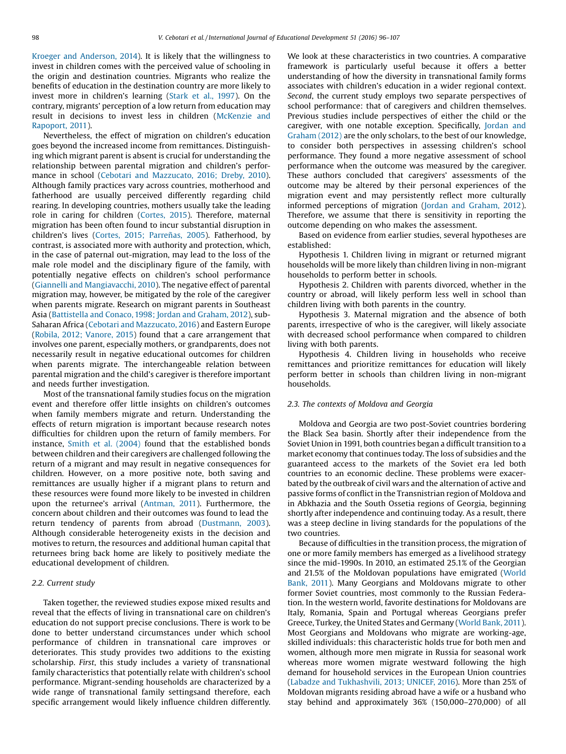Kroeger and Anderson, 2014). It is likely that the willingness to invest in children comes with the perceived value of schooling in the origin and destination countries. Migrants who realize the benefits of education in the destination country are more likely to invest more in children's learning (Stark et al., 1997). On the contrary, migrants' perception of a low return from education may result in decisions to invest less in children (McKenzie and Rapoport, 2011).

Nevertheless, the effect of migration on children's education goes beyond the increased income from remittances. Distinguishing which migrant parent is absent is crucial for understanding the relationship between parental migration and children's performance in school (Cebotari and Mazzucato, 2016; Dreby, 2010). Although family practices vary across countries, motherhood and fatherhood are usually perceived differently regarding child rearing. In developing countries, mothers usually take the leading role in caring for children (Cortes, 2015). Therefore, maternal migration has been often found to incur substantial disruption in children's lives (Cortes, 2015; Parreñas, 2005). Fatherhood, by contrast, is associated more with authority and protection, which, in the case of paternal out-migration, may lead to the loss of the male role model and the disciplinary figure of the family, with potentially negative effects on children's school performance (Giannelli and Mangiavacchi, 2010). The negative effect of parental migration may, however, be mitigated by the role of the caregiver when parents migrate. Research on migrant parents in Southeast Asia (Battistella and Conaco, 1998; Jordan and Graham, 2012), sub-Saharan Africa (Cebotari and Mazzucato, 2016) and Eastern Europe (Robila, 2012; Vanore, 2015) found that a care arrangement that involves one parent, especially mothers, or grandparents, does not necessarily result in negative educational outcomes for children when parents migrate. The interchangeable relation between parental migration and the child's caregiver is therefore important and needs further investigation.

Most of the transnational family studies focus on the migration event and therefore offer little insights on children's outcomes when family members migrate and return. Understanding the effects of return migration is important because research notes difficulties for children upon the return of family members. For instance, Smith et al. (2004) found that the established bonds between children and their caregivers are challenged following the return of a migrant and may result in negative consequences for children. However, on a more positive note, both saving and remittances are usually higher if a migrant plans to return and these resources were found more likely to be invested in children upon the returnee's arrival (Antman, 2011). Furthermore, the concern about children and their outcomes was found to lead the return tendency of parents from abroad (Dustmann, 2003). Although considerable heterogeneity exists in the decision and motives to return, the resources and additional human capital that returnees bring back home are likely to positively mediate the educational development of children.

### 2.2. Current study

Taken together, the reviewed studies expose mixed results and reveal that the effects of living in transnational care on children's education do not support precise conclusions. There is work to be done to better understand circumstances under which school performance of children in transnational care improves or deteriorates. This study provides two additions to the existing scholarship. *First*, this study includes a variety of transnational family characteristics that potentially relate with children's school performance. Migrant-sending households are characterized by a wide range of transnational family settingsand therefore, each specific arrangement would likely influence children differently. We look at these characteristics in two countries. A comparative framework is particularly useful because it offers a better understanding of how the diversity in transnational family forms associates with children's education in a wider regional context. *Second*, the current study employs two separate perspectives of school performance: that of caregivers and children themselves. Previous studies include perspectives of either the child or the caregiver, with one notable exception. Specifically, Jordan and Graham (2012) are the only scholars, to the best of our knowledge, to consider both perspectives in assessing children's school performance. They found a more negative assessment of school performance when the outcome was measured by the caregiver. These authors concluded that caregivers' assessments of the outcome may be altered by their personal experiences of the migration event and may persistently reflect more culturally informed perceptions of migration (Jordan and Graham, 2012). Therefore, we assume that there is sensitivity in reporting the outcome depending on who makes the assessment.

Based on evidence from earlier studies, several hypotheses are established:

Hypothesis 1. Children living in migrant or returned migrant households will be more likely than children living in non-migrant households to perform better in schools.

Hypothesis 2. Children with parents divorced, whether in the country or abroad, will likely perform less well in school than children living with both parents in the country.

Hypothesis 3. Maternal migration and the absence of both parents, irrespective of who is the caregiver, will likely associate with decreased school performance when compared to children living with both parents.

Hypothesis 4. Children living in households who receive remittances and prioritize remittances for education will likely perform better in schools than children living in non-migrant households.

### 2.3. The contexts of Moldova and Georgia

Moldova and Georgia are two post-Soviet countries bordering the Black Sea basin. Shortly after their independence from the Soviet Union in 1991, both countries began a difficult transition to a market economy that continues today. The loss of subsidies and the guaranteed access to the markets of the Soviet era led both countries to an economic decline. These problems were exacerbated by the outbreak of civil wars and the alternation of active and passive forms of conflict in the Transnistrian region of Moldova and in Abkhazia and the South Ossetia regions of Georgia, beginning shortly after independence and continuing today. As a result, there was a steep decline in living standards for the populations of the two countries.

Because of difficulties in the transition process, the migration of one or more family members has emerged as a livelihood strategy since the mid-1990s. In 2010, an estimated 25.1% of the Georgian and 21.5% of the Moldovan populations have emigrated (World Bank, 2011). Many Georgians and Moldovans migrate to other former Soviet countries, most commonly to the Russian Federation. In the western world, favorite destinations for Moldovans are Italy, Romania, Spain and Portugal whereas Georgians prefer Greece, Turkey, the United States and Germany (World Bank, 2011). Most Georgians and Moldovans who migrate are working-age, skilled individuals: this characteristic holds true for both men and women, although more men migrate in Russia for seasonal work whereas more women migrate westward following the high demand for household services in the European Union countries (Labadze and Tukhashvili, 2013; UNICEF, 2016). More than 25% of Moldovan migrants residing abroad have a wife or a husband who stay behind and approximately 36% (150,000–270,000) of all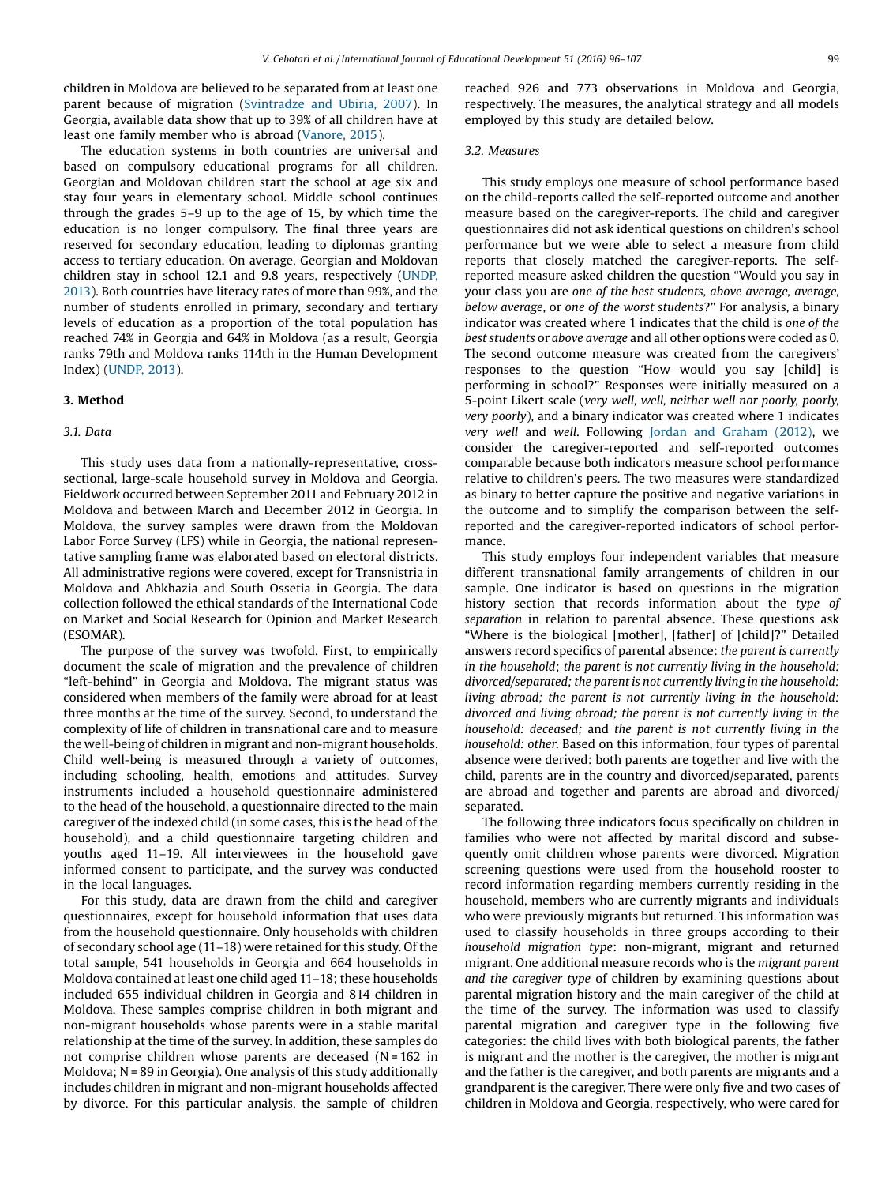children in Moldova are believed to be separated from at least one parent because of migration (Svintradze and Ubiria, 2007). In Georgia, available data show that up to 39% of all children have at least one family member who is abroad (Vanore, 2015).

The education systems in both countries are universal and based on compulsory educational programs for all children. Georgian and Moldovan children start the school at age six and stay four years in elementary school. Middle school continues through the grades 5–9 up to the age of 15, by which time the education is no longer compulsory. The final three years are reserved for secondary education, leading to diplomas granting access to tertiary education. On average, Georgian and Moldovan children stay in school 12.1 and 9.8 years, respectively (UNDP, 2013). Both countries have literacy rates of more than 99%, and the number of students enrolled in primary, secondary and tertiary levels of education as a proportion of the total population has reached 74% in Georgia and 64% in Moldova (as a result, Georgia ranks 79th and Moldova ranks 114th in the Human Development Index) (UNDP, 2013).

## 3. Method

### 3.1. Data

This study uses data from a nationally-representative, cross-sectional, large-scale household survey in Moldova and Georgia. Fieldwork occurred between September 2011 and February 2012 in Moldova and between March and December 2012 in Georgia. In Moldova, the survey samples were drawn from the Moldovan Labor Force Survey (LFS) while in Georgia, the national representative sampling frame was elaborated based on electoral districts. All administrative regions were covered, except for Transnistria in Moldova and Abkhazia and South Ossetia in Georgia. The data collection followed the ethical standards of the International Code on Market and Social Research for Opinion and Market Research (ESOMAR).

The purpose of the survey was twofold. First, to empirically document the scale of migration and the prevalence of children "left-behind" in Georgia and Moldova. The migrant status was considered when members of the family were abroad for at least three months at the time of the survey. Second, to understand the complexity of life of children in transnational care and to measure the well-being of children in migrant and non-migrant households. Child well-being is measured through a variety of outcomes, including schooling, health, emotions and attitudes. Survey instruments included a household questionnaire administered to the head of the household, a questionnaire directed to the main caregiver of the indexed child (in some cases, this is the head of the household), and a child questionnaire targeting children and youths aged 11–19. All interviewees in the household gave informed consent to participate, and the survey was conducted in the local languages.

For this study, data are drawn from the child and caregiver questionnaires, except for household information that uses data from the household questionnaire. Only households with children of secondary school age (11–18) were retained for this study. Of the total sample, 541 households in Georgia and 664 households in Moldova contained at least one child aged 11–18; these households included 655 individual children in Georgia and 814 children in Moldova. These samples comprise children in both migrant and non-migrant households whose parents were in a stable marital relationship at the time of the survey. In addition, these samples do not comprise children whose parents are deceased (N = 162 in Moldova; N = 89 in Georgia). One analysis of this study additionally includes children in migrant and non-migrant households affected by divorce. For this particular analysis, the sample of children reached 926 and 773 observations in Moldova and Georgia, respectively. The measures, the analytical strategy and all models employed by this study are detailed below.

### 3.2. Measures

This study employs one measure of school performance based on the child-reports called the self-reported outcome and another measure based on the caregiver-reports. The child and caregiver questionnaires did not ask identical questions on children's school performance but we were able to select a measure from child reports that closely matched the caregiver-reports. The self-reported measure asked children the question "Would you say in your class you are *one of the best students, above average, average, below average*, or *one of the worst students*?" For analysis, a binary indicator was created where 1 indicates that the child is *one of the best students* or *above average* and all other options were coded as 0. The second outcome measure was created from the caregivers' responses to the question "How would you say [child] is performing in school?" Responses were initially measured on a 5-point Likert scale (*very well, well, neither well nor poorly, poorly, very poorly*), and a binary indicator was created where 1 indicates *very well* and *well*. Following Jordan and Graham (2012), we consider the caregiver-reported and self-reported outcomes comparable because both indicators measure school performance relative to children's peers. The two measures were standardized as binary to better capture the positive and negative variations in the outcome and to simplify the comparison between the self-reported and the caregiver-reported indicators of school performance.

This study employs four independent variables that measure different transnational family arrangements of children in our sample. One indicator is based on questions in the migration history section that records information about the *type of separation* in relation to parental absence. These questions ask "Where is the biological [mother], [father] of [child]?" Detailed answers record specifics of parental absence: *the parent is currently in the household*; *the parent is not currently living in the household: divorced/separated; the parent is not currently living in the household: living abroad; the parent is not currently living in the household: divorced and living abroad; the parent is not currently living in the household: deceased;* and *the parent is not currently living in the household: other.* Based on this information, four types of parental absence were derived: both parents are together and live with the child, parents are in the country and divorced/separated, parents are abroad and together and parents are abroad and divorced/separated.

The following three indicators focus specifically on children in families who were not affected by marital discord and subsequently omit children whose parents were divorced. Migration screening questions were used from the household rooster to record information regarding members currently residing in the household, members who are currently migrants and individuals who were previously migrants but returned. This information was used to classify households in three groups according to their *household migration type*: non-migrant, migrant and returned migrant. One additional measure records who is the *migrant parent and the caregiver type* of children by examining questions about parental migration history and the main caregiver of the child at the time of the survey. The information was used to classify parental migration and caregiver type in the following five categories: the child lives with both biological parents, the father is migrant and the mother is the caregiver, the mother is migrant and the father is the caregiver, and both parents are migrants and a grandparent is the caregiver. There were only five and two cases of children in Moldova and Georgia, respectively, who were cared for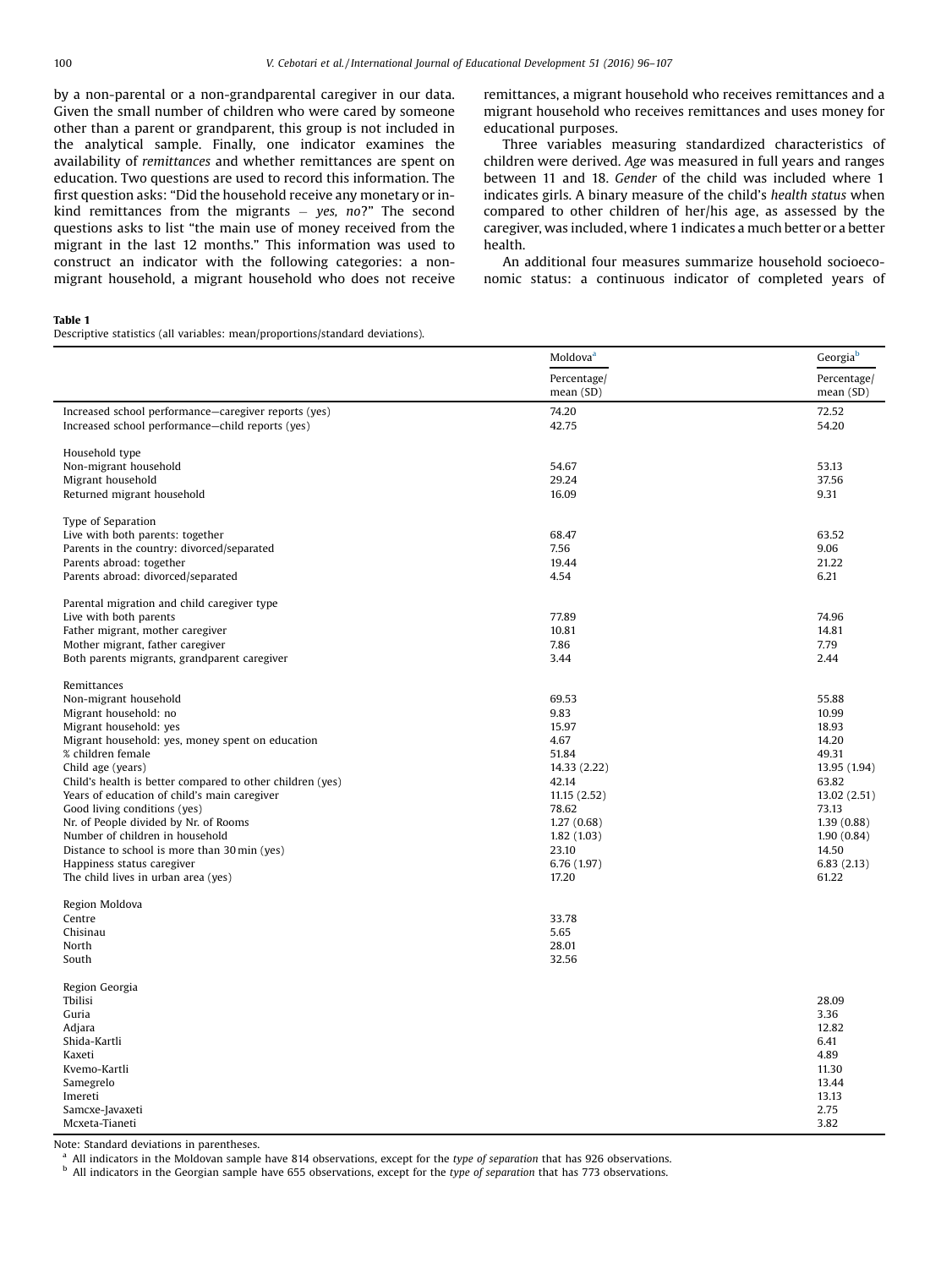by a non-parental or a non-grandparental caregiver in our data. Given the small number of children who were cared by someone other than a parent or grandparent, this group is not included in the analytical sample. Finally, one indicator examines the availability of *remittances* and whether remittances are spent on education. Two questions are used to record this information. The first question asks: "Did the household receive any monetary or in-kind remittances from the migrants – *yes, no*?" The second questions asks to list "the main use of money received from the migrant in the last 12 months." This information was used to construct an indicator with the following categories: a non-migrant household, a migrant household who does not receive remittances, a migrant household who receives remittances and a migrant household who receives remittances and uses money for educational purposes.

Three variables measuring standardized characteristics of children were derived. *Age* was measured in full years and ranges between 11 and 18. *Gender* of the child was included where 1 indicates girls. A binary measure of the child's *health status* when compared to other children of her/his age, as assessed by the caregiver, was included, where 1 indicates a much better or a better health.

An additional four measures summarize household socioeconomic status: a continuous indicator of completed years of

**Table 1**
Descriptive statistics (all variables: mean/proportions/standard deviations).

| | Moldova[a] | Georgia[b] |
|---|---|---|
| | Percentage/ mean (SD) | Percentage/ mean (SD) |
| Increased school performance—caregiver reports (yes) | 74.20 | 72.52 |
| Increased school performance—child reports (yes) | 42.75 | 54.20 |
| Household type | | |
| Non-migrant household | 54.67 | 53.13 |
| Migrant household | 29.24 | 37.56 |
| Returned migrant household | 16.09 | 9.31 |
| Type of Separation | | |
| Live with both parents: together | 68.47 | 63.52 |
| Parents in the country: divorced/separated | 7.56 | 9.06 |
| Parents abroad: together | 19.44 | 21.22 |
| Parents abroad: divorced/separated | 4.54 | 6.21 |
| Parental migration and child caregiver type | | |
| Live with both parents | 77.89 | 74.96 |
| Father migrant, mother caregiver | 10.81 | 14.81 |
| Mother migrant, father caregiver | 7.86 | 7.79 |
| Both parents migrants, grandparent caregiver | 3.44 | 2.44 |
| Remittances | | |
| Non-migrant household | 69.53 | 55.88 |
| Migrant household: no | 9.83 | 10.99 |
| Migrant household: yes | 15.97 | 18.93 |
| Migrant household: yes, money spent on education | 4.67 | 14.20 |
| % children female | 51.84 | 49.31 |
| Child age (years) | 14.33 (2.22) | 13.95 (1.94) |
| Child's health is better compared to other children (yes) | 42.14 | 63.82 |
| Years of education of child's main caregiver | 11.15 (2.52) | 13.02 (2.51) |
| Good living conditions (yes) | 78.62 | 73.13 |
| Nr. of People divided by Nr. of Rooms | 1.27 (0.68) | 1.39 (0.88) |
| Number of children in household | 1.82 (1.03) | 1.90 (0.84) |
| Distance to school is more than 30 min (yes) | 23.10 | 14.50 |
| Happiness status caregiver | 6.76 (1.97) | 6.83 (2.13) |
| The child lives in urban area (yes) | 17.20 | 61.22 |
| Region Moldova | | |
| Centre | 33.78 | |
| Chisinau | 5.65 | |
| North | 28.01 | |
| South | 32.56 | |
| Region Georgia | | |
| Tbilisi | | 28.09 |
| Guria | | 3.36 |
| Adjara | | 12.82 |
| Shida-Kartli | | 6.41 |
| Kaxeti | | 4.89 |
| Kvemo-Kartli | | 11.30 |
| Samegrelo | | 13.44 |
| Imereti | | 13.13 |
| Samcxe-Javaxeti | | 2.75 |
| Mcxeta-Tianeti | | 3.82 |

Note: Standard deviations in parentheses.

[a] All indicators in the Moldovan sample have 814 observations, except for the *type of separation* that has 926 observations.

[b] All indicators in the Georgian sample have 655 observations, except for the *type of separation* that has 773 observations.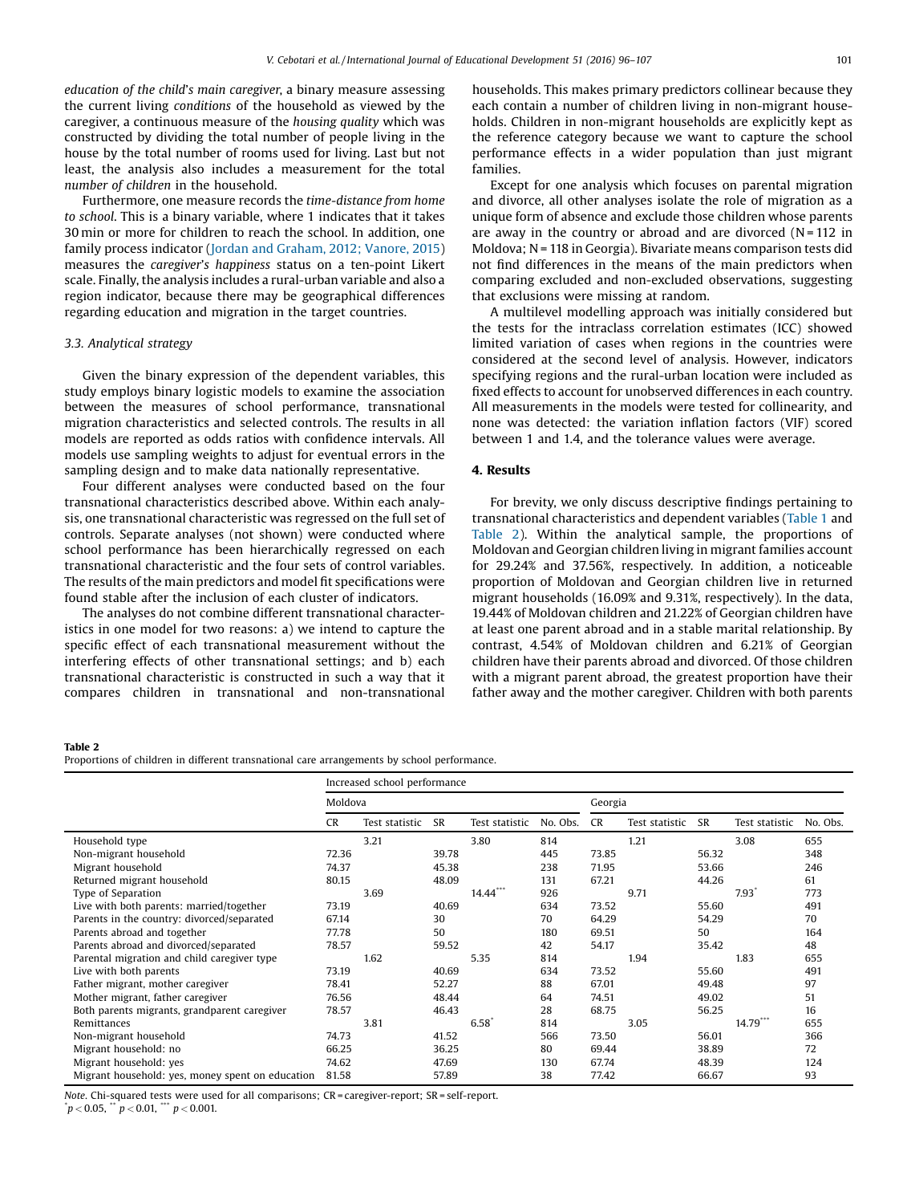*education of the child's main caregiver*, a binary measure assessing the current living *conditions* of the household as viewed by the caregiver, a continuous measure of the *housing quality* which was constructed by dividing the total number of people living in the house by the total number of rooms used for living. Last but not least, the analysis also includes a measurement for the total *number of children* in the household.

Furthermore, one measure records the *time-distance from home to school*. This is a binary variable, where 1 indicates that it takes 30 min or more for children to reach the school. In addition, one family process indicator (Jordan and Graham, 2012; Vanore, 2015) measures the *caregiver's happiness* status on a ten-point Likert scale. Finally, the analysis includes a rural-urban variable and also a region indicator, because there may be geographical differences regarding education and migration in the target countries.

### 3.3. Analytical strategy

Given the binary expression of the dependent variables, this study employs binary logistic models to examine the association between the measures of school performance, transnational migration characteristics and selected controls. The results in all models are reported as odds ratios with confidence intervals. All models use sampling weights to adjust for eventual errors in the sampling design and to make data nationally representative.

Four different analyses were conducted based on the four transnational characteristics described above. Within each analysis, one transnational characteristic was regressed on the full set of controls. Separate analyses (not shown) were conducted where school performance has been hierarchically regressed on each transnational characteristic and the four sets of control variables. The results of the main predictors and model fit specifications were found stable after the inclusion of each cluster of indicators.

The analyses do not combine different transnational characteristics in one model for two reasons: a) we intend to capture the specific effect of each transnational measurement without the interfering effects of other transnational settings; and b) each transnational characteristic is constructed in such a way that it compares children in transnational and non-transnational households. This makes primary predictors collinear because they each contain a number of children living in non-migrant households. Children in non-migrant households are explicitly kept as the reference category because we want to capture the school performance effects in a wider population than just migrant families.

Except for one analysis which focuses on parental migration and divorce, all other analyses isolate the role of migration as a unique form of absence and exclude those children whose parents are away in the country or abroad and are divorced (N = 112 in Moldova; N = 118 in Georgia). Bivariate means comparison tests did not find differences in the means of the main predictors when comparing excluded and non-excluded observations, suggesting that exclusions were missing at random.

A multilevel modelling approach was initially considered but the tests for the intraclass correlation estimates (ICC) showed limited variation of cases when regions in the countries were considered at the second level of analysis. However, indicators specifying regions and the rural-urban location were included as fixed effects to account for unobserved differences in each country. All measurements in the models were tested for collinearity, and none was detected: the variation inflation factors (VIF) scored between 1 and 1.4, and the tolerance values were average.

## 4. Results

For brevity, we only discuss descriptive findings pertaining to transnational characteristics and dependent variables (Table 1 and Table 2). Within the analytical sample, the proportions of Moldovan and Georgian children living in migrant families account for 29.24% and 37.56%, respectively. In addition, a noticeable proportion of Moldovan and Georgian children live in returned migrant households (16.09% and 9.31%, respectively). In the data, 19.44% of Moldovan children and 21.22% of Georgian children have at least one parent abroad and in a stable marital relationship. By contrast, 4.54% of Moldovan children and 6.21% of Georgian children have their parents abroad and divorced. Of those children with a migrant parent abroad, the greatest proportion have their father away and the mother caregiver. Children with both parents

**Table 2**
Proportions of children in different transnational care arrangements by school performance.

| | Increased school performance | | | | | | | | | |
|---|---|---|---|---|---|---|---|---|---|---|
| | Moldova | | | | | Georgia | | | | |
| | CR | Test statistic | SR | Test statistic | No. Obs. | CR | Test statistic | SR | Test statistic | No. Obs. |
| Household type | | 3.21 | | 3.80 | 814 | | 1.21 | | 3.08 | 655 |
| Non-migrant household | 72.36 | | 39.78 | | 445 | 73.85 | | 56.32 | | 348 |
| Migrant household | 74.37 | | 45.38 | | 238 | 71.95 | | 53.66 | | 246 |
| Returned migrant household | 80.15 | | 48.09 | | 131 | 67.21 | | 44.26 | | 61 |
| Type of Separation | | 3.69 | | 14.44*** | 926 | | 9.71 | | 7.93* | 773 |
| Live with both parents: married/together | 73.19 | | 40.69 | | 634 | 73.52 | | 55.60 | | 491 |
| Parents in the country: divorced/separated | 67.14 | | 30 | | 70 | 64.29 | | 54.29 | | 70 |
| Parents abroad and together | 77.78 | | 50 | | 180 | 69.51 | | 50 | | 164 |
| Parents abroad and divorced/separated | 78.57 | | 59.52 | | 42 | 54.17 | | 35.42 | | 48 |
| Parental migration and child caregiver type | | 1.62 | | 5.35 | 814 | | 1.94 | | 1.83 | 655 |
| Live with both parents | 73.19 | | 40.69 | | 634 | 73.52 | | 55.60 | | 491 |
| Father migrant, mother caregiver | 78.41 | | 52.27 | | 88 | 67.01 | | 49.48 | | 97 |
| Mother migrant, father caregiver | 76.56 | | 48.44 | | 64 | 74.51 | | 49.02 | | 51 |
| Both parents migrants, grandparent caregiver | 78.57 | | 46.43 | | 28 | 68.75 | | 56.25 | | 16 |
| Remittances | | 3.81 | | 6.58* | 814 | | 3.05 | | 14.79*** | 655 |
| Non-migrant household | 74.73 | | 41.52 | | 566 | 73.50 | | 56.01 | | 366 |
| Migrant household: no | 66.25 | | 36.25 | | 80 | 69.44 | | 38.89 | | 72 |
| Migrant household: yes | 74.62 | | 47.69 | | 130 | 67.74 | | 48.39 | | 124 |
| Migrant household: yes, money spent on education | 81.58 | | 57.89 | | 38 | 77.42 | | 66.67 | | 93 |

*Note*. Chi-squared tests were used for all comparisons; CR = caregiver-report; SR = self-report.
* $p < 0.05$, ** $p < 0.01$, *** $p < 0.001$.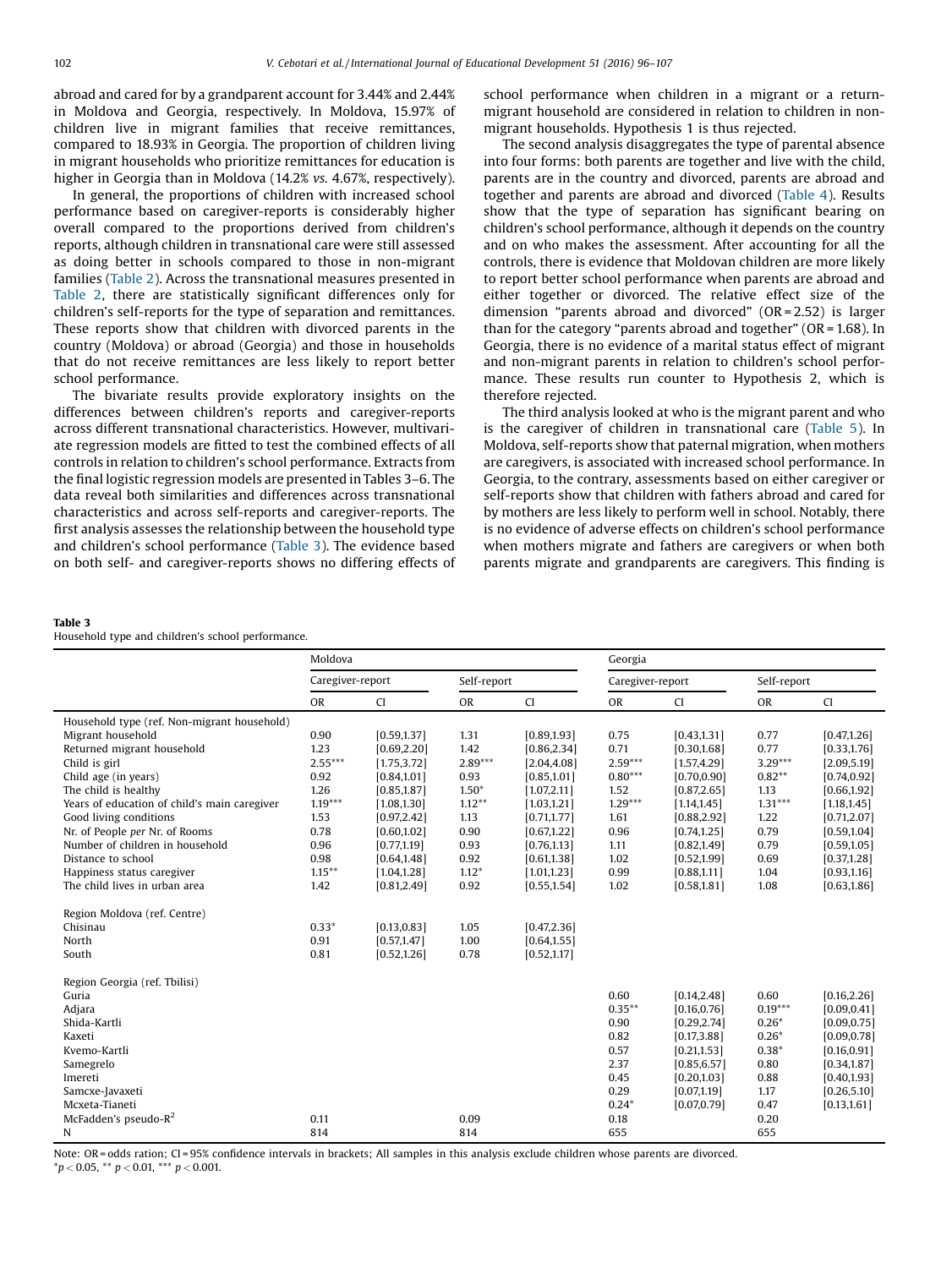abroad and cared for by a grandparent account for 3.44% and 2.44% in Moldova and Georgia, respectively. In Moldova, 15.97% of children live in migrant families that receive remittances, compared to 18.93% in Georgia. The proportion of children living in migrant households who prioritize remittances for education is higher in Georgia than in Moldova (14.2% *vs.* 4.67%, respectively).

In general, the proportions of children with increased school performance based on caregiver-reports is considerably higher overall compared to the proportions derived from children's reports, although children in transnational care were still assessed as doing better in schools compared to those in non-migrant families (Table 2). Across the transnational measures presented in Table 2, there are statistically significant differences only for children's self-reports for the type of separation and remittances. These reports show that children with divorced parents in the country (Moldova) or abroad (Georgia) and those in households that do not receive remittances are less likely to report better school performance.

The bivariate results provide exploratory insights on the differences between children's reports and caregiver-reports across different transnational characteristics. However, multivariate regression models are fitted to test the combined effects of all controls in relation to children's school performance. Extracts from the final logistic regression models are presented in Tables 3–6. The data reveal both similarities and differences across transnational characteristics and across self-reports and caregiver-reports. The first analysis assesses the relationship between the household type and children's school performance (Table 3). The evidence based on both self- and caregiver-reports shows no differing effects of school performance when children in a migrant or a return-migrant household are considered in relation to children in non-migrant households. Hypothesis 1 is thus rejected.

The second analysis disaggregates the type of parental absence into four forms: both parents are together and live with the child, parents are in the country and divorced, parents are abroad and together and parents are abroad and divorced (Table 4). Results show that the type of separation has significant bearing on children's school performance, although it depends on the country and on who makes the assessment. After accounting for all the controls, there is evidence that Moldovan children are more likely to report better school performance when parents are abroad and either together or divorced. The relative effect size of the dimension "parents abroad and divorced" (OR = 2.52) is larger than for the category "parents abroad and together" (OR = 1.68). In Georgia, there is no evidence of a marital status effect of migrant and non-migrant parents in relation to children's school performance. These results run counter to Hypothesis 2, which is therefore rejected.

The third analysis looked at who is the migrant parent and who is the caregiver of children in transnational care (Table 5). In Moldova, self-reports show that paternal migration, when mothers are caregivers, is associated with increased school performance. In Georgia, to the contrary, assessments based on either caregiver or self-reports show that children with fathers abroad and cared for by mothers are less likely to perform well in school. Notably, there is no evidence of adverse effects on children's school performance when mothers migrate and fathers are caregivers or when both parents migrate and grandparents are caregivers. This finding is

**Table 3**
Household type and children's school performance.

| | Moldova | | | | Georgia | | | |
|---|---|---|---|---|---|---|---|---|
| | Caregiver-report | | Self-report | | Caregiver-report | | Self-report | |
| | OR | CI | OR | CI | OR | CI | OR | CI |
| Household type (ref. Non-migrant household) | | | | | | | | |
| Migrant household | 0.90 | [0.59,1.37] | 1.31 | [0.89,1.93] | 0.75 | [0.43,1.31] | 0.77 | [0.47,1.26] |
| Returned migrant household | 1.23 | [0.69,2.20] | 1.42 | [0.86,2.34] | 0.71 | [0.30,1.68] | 0.77 | [0.33,1.76] |
| Child is girl | 2.55*** | [1.75,3.72] | 2.89*** | [2.04,4.08] | 2.59*** | [1.57,4.29] | 3.29*** | [2.09,5.19] |
| Child age (in years) | 0.92 | [0.84,1.01] | 0.93 | [0.85,1.01] | 0.80*** | [0.70,0.90] | 0.82** | [0.74,0.92] |
| The child is healthy | 1.26 | [0.85,1.87] | 1.50* | [1.07,2.11] | 1.52 | [0.87,2.65] | 1.13 | [0.66,1.92] |
| Years of education of child's main caregiver | 1.19*** | [1.08,1.30] | 1.12** | [1.03,1.21] | 1.29*** | [1.14,1.45] | 1.31*** | [1.18,1.45] |
| Good living conditions | 1.53 | [0.97,2.42] | 1.13 | [0.71,1.77] | 1.61 | [0.88,2.92] | 1.22 | [0.71,2.07] |
| Nr. of People *per* Nr. of Rooms | 0.78 | [0.60,1.02] | 0.90 | [0.67,1.22] | 0.96 | [0.74,1.25] | 0.79 | [0.59,1.04] |
| Number of children in household | 0.96 | [0.77,1.19] | 0.93 | [0.76,1.13] | 1.11 | [0.82,1.49] | 0.79 | [0.59,1.05] |
| Distance to school | 0.98 | [0.64,1.48] | 0.92 | [0.61,1.38] | 1.02 | [0.52,1.99] | 0.69 | [0.37,1.28] |
| Happiness status caregiver | 1.15** | [1.04,1.28] | 1.12* | [1.01,1.23] | 0.99 | [0.88,1.11] | 1.04 | [0.93,1.16] |
| The child lives in urban area | 1.42 | [0.81,2.49] | 0.92 | [0.55,1.54] | 1.02 | [0.58,1.81] | 1.08 | [0.63,1.86] |
| Region Moldova (ref. Centre) | | | | | | | | |
| Chisinau | 0.33* | [0.13,0.83] | 1.05 | [0.47,2.36] | | | | |
| North | 0.91 | [0.57,1.47] | 1.00 | [0.64,1.55] | | | | |
| South | 0.81 | [0.52,1.26] | 0.78 | [0.52,1.17] | | | | |
| Region Georgia (ref. Tbilisi) | | | | | | | | |
| Guria | | | | | 0.60 | [0.14,2.48] | 0.60 | [0.16,2.26] |
| Adjara | | | | | 0.35** | [0.16,0.76] | 0.19*** | [0.09,0.41] |
| Shida-Kartli | | | | | 0.90 | [0.29,2.74] | 0.26* | [0.09,0.75] |
| Kaxeti | | | | | 0.82 | [0.17,3.88] | 0.26* | [0.09,0.78] |
| Kvemo-Kartli | | | | | 0.57 | [0.21,1.53] | 0.38* | [0.16,0.91] |
| Samegrelo | | | | | 2.37 | [0.85,6.57] | 0.80 | [0.34,1.87] |
| Imereti | | | | | 0.45 | [0.20,1.03] | 0.88 | [0.40,1.93] |
| Samcxe-Javaxeti | | | | | 0.29 | [0.07,1.19] | 1.17 | [0.26,5.10] |
| Mcxeta-Tianeti | | | | | 0.24* | [0.07,0.79] | 0.47 | [0.13,1.61] |
| McFadden's pseudo-$R^2$ | 0.11 | | 0.09 | | 0.18 | | 0.20 | |
| N | 814 | | 814 | | 655 | | 655 | |

Note: OR = odds ration; CI = 95% confidence intervals in brackets; All samples in this analysis exclude children whose parents are divorced.
$^{*}p < 0.05$, $^{**}p < 0.01$, $^{***}p < 0.001$.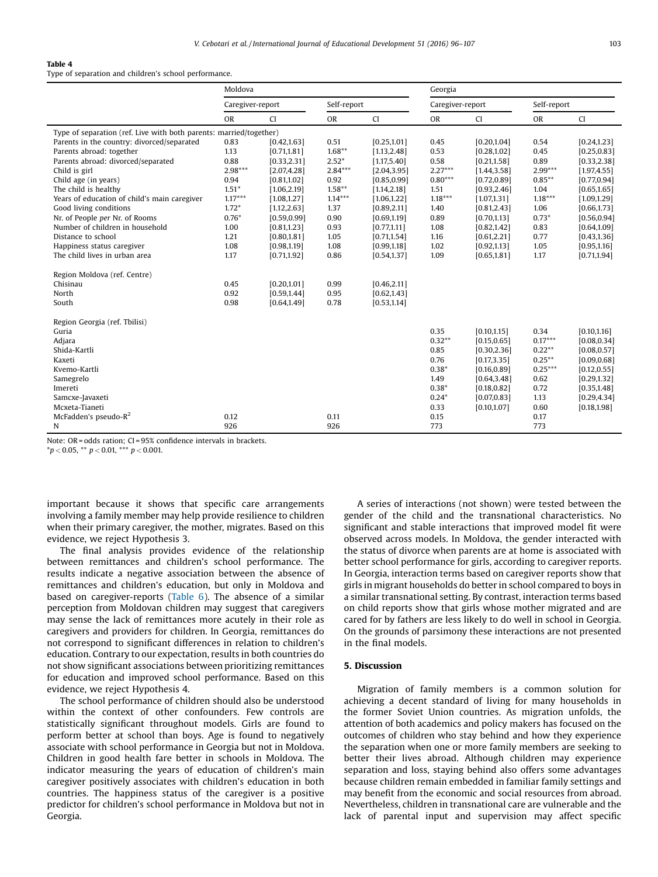**Table 4**
Type of separation and children's school performance.

| | Moldova | | | | Georgia | | | |
|---|---|---|---|---|---|---|---|---|
| | Caregiver-report | | Self-report | | Caregiver-report | | Self-report | |
| | OR | CI | OR | CI | OR | CI | OR | CI |
| Type of separation (ref. Live with both parents: married/together) | | | | | | | | |
| Parents in the country: divorced/separated | 0.83 | [0.42,1.63] | 0.51 | [0.25,1.01] | 0.45 | [0.20,1.04] | 0.54 | [0.24,1.23] |
| Parents abroad: together | 1.13 | [0.71,1.81] | 1.68** | [1.13,2.48] | 0.53 | [0.28,1.02] | 0.45 | [0.25,0.83] |
| Parents abroad: divorced/separated | 0.88 | [0.33,2.31] | 2.52* | [1.17,5.40] | 0.58 | [0.21,1.58] | 0.89 | [0.33,2.38] |
| Child is girl | 2.98*** | [2.07,4.28] | 2.84*** | [2.04,3.95] | 2.27*** | [1.44,3.58] | 2.99*** | [1.97,4.55] |
| Child age (in years) | 0.94 | [0.81,1.02] | 0.92 | [0.85,0.99] | 0.80*** | [0.72,0.89] | 0.85** | [0.77,0.94] |
| The child is healthy | 1.51* | [1.06,2.19] | 1.58** | [1.14,2.18] | 1.51 | [0.93,2.46] | 1.04 | [0.65,1.65] |
| Years of education of child's main caregiver | 1.17*** | [1.08,1.27] | 1.14*** | [1.06,1.22] | 1.18*** | [1.07,1.31] | 1.18*** | [1.09,1.29] |
| Good living conditions | 1.72* | [1.12,2.63] | 1.37 | [0.89,2.11] | 1.40 | [0.81,2.43] | 1.06 | [0.66,1.73] |
| Nr. of People *per* Nr. of Rooms | 0.76* | [0.59,0.99] | 0.90 | [0.69,1.19] | 0.89 | [0.70,1.13] | 0.73* | [0.56,0.94] |
| Number of children in household | 1.00 | [0.81,1.23] | 0.93 | [0.77,1.11] | 1.08 | [0.82,1.42] | 0.83 | [0.64,1.09] |
| Distance to school | 1.21 | [0.80,1.81] | 1.05 | [0.71,1.54] | 1.16 | [0.61,2.21] | 0.77 | [0.43,1.36] |
| Happiness status caregiver | 1.08 | [0.98,1.19] | 1.08 | [0.99,1.18] | 1.02 | [0.92,1.13] | 1.05 | [0.95,1.16] |
| The child lives in urban area | 1.17 | [0.71,1.92] | 0.86 | [0.54,1.37] | 1.09 | [0.65,1.81] | 1.17 | [0.71,1.94] |
| Region Moldova (ref. Centre) | | | | | | | | |
| Chisinau | 0.45 | [0.20,1.01] | 0.99 | [0.46,2.11] | | | | |
| North | 0.92 | [0.59,1.44] | 0.95 | [0.62,1.43] | | | | |
| South | 0.98 | [0.64,1.49] | 0.78 | [0.53,1.14] | | | | |
| Region Georgia (ref. Tbilisi) | | | | | | | | |
| Guria | | | | | 0.35 | [0.10,1.15] | 0.34 | [0.10,1.16] |
| Adjara | | | | | 0.32** | [0.15,0.65] | 0.17*** | [0.08,0.34] |
| Shida-Kartli | | | | | 0.85 | [0.30,2.36] | 0.22** | [0.08,0.57] |
| Kaxeti | | | | | 0.76 | [0.17,3.35] | 0.25** | [0.09,0.68] |
| Kvemo-Kartli | | | | | 0.38* | [0.16,0.89] | 0.25*** | [0.12,0.55] |
| Samegrelo | | | | | 1.49 | [0.64,3.48] | 0.62 | [0.29,1.32] |
| Imereti | | | | | 0.38* | [0.18,0.82] | 0.72 | [0.35,1.48] |
| Samcxe-Javaxeti | | | | | 0.24* | [0.07,0.83] | 1.13 | [0.29,4.34] |
| Mcxeta-Tianeti | | | | | 0.33 | [0.10,1.07] | 0.60 | [0.18,1.98] |
| McFadden's pseudo-$R^2$ | 0.12 | | 0.11 | | 0.15 | | 0.17 | |
| N | 926 | | 926 | | 773 | | 773 | |

Note: OR = odds ration; CI = 95% confidence intervals in brackets.
$^{*}p < 0.05$, $^{**}p < 0.01$, $^{***}p < 0.001$.

important because it shows that specific care arrangements involving a family member may help provide resilience to children when their primary caregiver, the mother, migrates. Based on this evidence, we reject Hypothesis 3.

The final analysis provides evidence of the relationship between remittances and children's school performance. The results indicate a negative association between the absence of remittances and children's education, but only in Moldova and based on caregiver-reports (Table 6). The absence of a similar perception from Moldovan children may suggest that caregivers may sense the lack of remittances more acutely in their role as caregivers and providers for children. In Georgia, remittances do not correspond to significant differences in relation to children's education. Contrary to our expectation, results in both countries do not show significant associations between prioritizing remittances for education and improved school performance. Based on this evidence, we reject Hypothesis 4.

The school performance of children should also be understood within the context of other confounders. Few controls are statistically significant throughout models. Girls are found to perform better at school than boys. Age is found to negatively associate with school performance in Georgia but not in Moldova. Children in good health fare better in schools in Moldova. The indicator measuring the years of education of children's main caregiver positively associates with children's education in both countries. The happiness status of the caregiver is a positive predictor for children's school performance in Moldova but not in Georgia.

A series of interactions (not shown) were tested between the gender of the child and the transnational characteristics. No significant and stable interactions that improved model fit were observed across models. In Moldova, the gender interacted with the status of divorce when parents are at home is associated with better school performance for girls, according to caregiver reports. In Georgia, interaction terms based on caregiver reports show that girls in migrant households do better in school compared to boys in a similar transnational setting. By contrast, interaction terms based on child reports show that girls whose mother migrated and are cared for by fathers are less likely to do well in school in Georgia. On the grounds of parsimony these interactions are not presented in the final models.

## 5. Discussion

Migration of family members is a common solution for achieving a decent standard of living for many households in the former Soviet Union countries. As migration unfolds, the attention of both academics and policy makers has focused on the outcomes of children who stay behind and how they experience the separation when one or more family members are seeking to better their lives abroad. Although children may experience separation and loss, staying behind also offers some advantages because children remain embedded in familiar family settings and may benefit from the economic and social resources from abroad. Nevertheless, children in transnational care are vulnerable and the lack of parental input and supervision may affect specific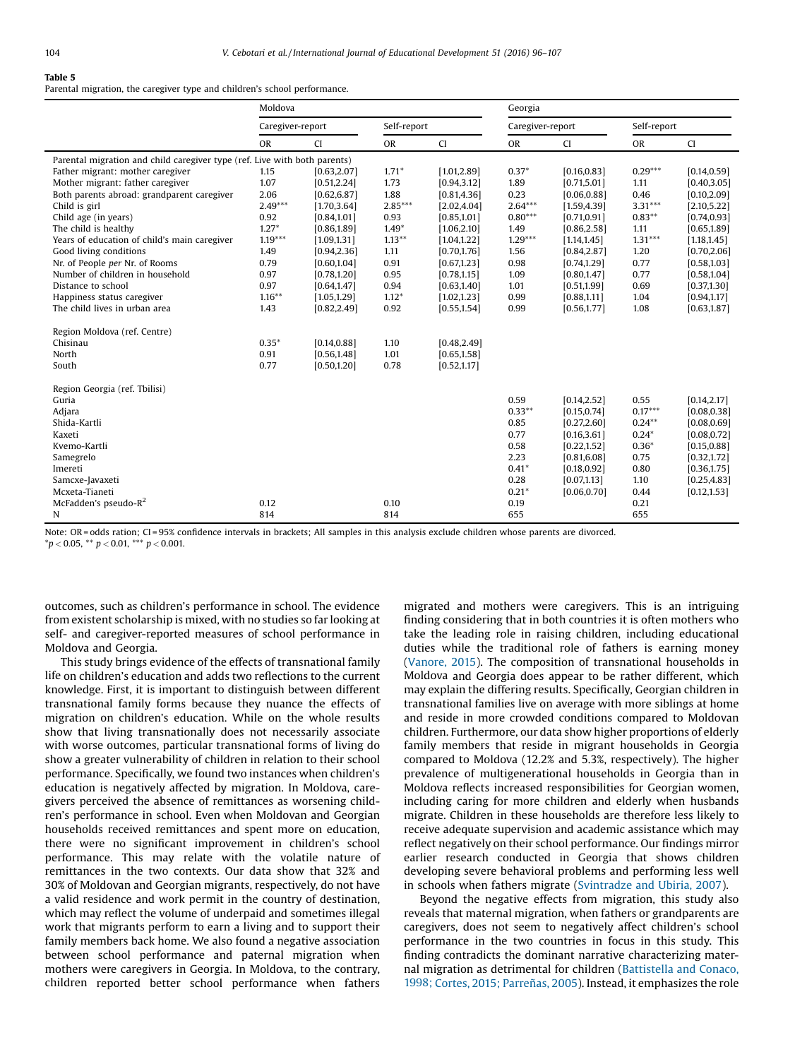**Table 5**
Parental migration, the caregiver type and children's school performance.

| | Moldova | | | | Georgia | | | |
|---|---|---|---|---|---|---|---|---|
| | Caregiver-report | | Self-report | | Caregiver-report | | Self-report | |
| | OR | CI | OR | CI | OR | CI | OR | CI |
| Parental migration and child caregiver type (ref. Live with both parents) | | | | | | | | |
| Father migrant: mother caregiver | 1.15 | [0.63,2.07] | 1.71* | [1.01,2.89] | 0.37* | [0.16,0.83] | 0.29*** | [0.14,0.59] |
| Mother migrant: father caregiver | 1.07 | [0.51,2.24] | 1.73 | [0.94,3.12] | 1.89 | [0.71,5.01] | 1.11 | [0.40,3.05] |
| Both parents abroad: grandparent caregiver | 2.06 | [0.62,6.87] | 1.88 | [0.81,4.36] | 0.23 | [0.06,0.88] | 0.46 | [0.10,2.09] |
| Child is girl | 2.49*** | [1.70,3.64] | 2.85*** | [2.02,4.04] | 2.64*** | [1.59,4.39] | 3.31*** | [2.10,5.22] |
| Child age (in years) | 0.92 | [0.84,1.01] | 0.93 | [0.85,1.01] | 0.80*** | [0.71,0.91] | 0.83** | [0.74,0.93] |
| The child is healthy | 1.27* | [0.86,1.89] | 1.49* | [1.06,2.10] | 1.49 | [0.86,2.58] | 1.11 | [0.65,1.89] |
| Years of education of child's main caregiver | 1.19*** | [1.09,1.31] | 1.13** | [1.04,1.22] | 1.29*** | [1.14,1.45] | 1.31*** | [1.18,1.45] |
| Good living conditions | 1.49 | [0.94,2.36] | 1.11 | [0.70,1.76] | 1.56 | [0.84,2.87] | 1.20 | [0.70,2.06] |
| Nr. of People *per* Nr. of Rooms | 0.79 | [0.60,1.04] | 0.91 | [0.67,1.23] | 0.98 | [0.74,1.29] | 0.77 | [0.58,1.03] |
| Number of children in household | 0.97 | [0.78,1.20] | 0.95 | [0.78,1.15] | 1.09 | [0.80,1.47] | 0.77 | [0.58,1.04] |
| Distance to school | 0.97 | [0.64,1.47] | 0.94 | [0.63,1.40] | 1.01 | [0.51,1.99] | 0.69 | [0.37,1.30] |
| Happiness status caregiver | 1.16** | [1.05,1.29] | 1.12* | [1.02,1.23] | 0.99 | [0.88,1.11] | 1.04 | [0.94,1.17] |
| The child lives in urban area | 1.43 | [0.82,2.49] | 0.92 | [0.55,1.54] | 0.99 | [0.56,1.77] | 1.08 | [0.63,1.87] |
| Region Moldova (ref. Centre) | | | | | | | | |
| Chisinau | 0.35* | [0.14,0.88] | 1.10 | [0.48,2.49] | | | | |
| North | 0.91 | [0.56,1.48] | 1.01 | [0.65,1.58] | | | | |
| South | 0.77 | [0.50,1.20] | 0.78 | [0.52,1.17] | | | | |
| Region Georgia (ref. Tbilisi) | | | | | | | | |
| Guria | | | | | 0.59 | [0.14,2.52] | 0.55 | [0.14,2.17] |
| Adjara | | | | | 0.33** | [0.15,0.74] | 0.17*** | [0.08,0.38] |
| Shida-Kartli | | | | | 0.85 | [0.27,2.60] | 0.24** | [0.08,0.69] |
| Kaxeti | | | | | 0.77 | [0.16,3.61] | 0.24* | [0.08,0.72] |
| Kvemo-Kartli | | | | | 0.58 | [0.22,1.52] | 0.36* | [0.15,0.88] |
| Samegrelo | | | | | 2.23 | [0.81,6.08] | 0.75 | [0.32,1.72] |
| Imereti | | | | | 0.41* | [0.18,0.92] | 0.80 | [0.36,1.75] |
| Samcxe-Javaxeti | | | | | 0.28 | [0.07,1.13] | 1.10 | [0.25,4.83] |
| Mcxeta-Tianeti | | | | | 0.21* | [0.06,0.70] | 0.44 | [0.12,1.53] |
| McFadden's pseudo-$R^2$ | 0.12 | | 0.10 | | 0.19 | | 0.21 | |
| N | 814 | | 814 | | 655 | | 655 | |

Note: OR = odds ration; CI = 95% confidence intervals in brackets; All samples in this analysis exclude children whose parents are divorced.
$^{*}p < 0.05$, $^{**}p < 0.01$, $^{***}p < 0.001$.

outcomes, such as children's performance in school. The evidence from existent scholarship is mixed, with no studies so far looking at self- and caregiver-reported measures of school performance in Moldova and Georgia.

This study brings evidence of the effects of transnational family life on children's education and adds two reflections to the current knowledge. First, it is important to distinguish between different transnational family forms because they nuance the effects of migration on children's education. While on the whole results show that living transnationally does not necessarily associate with worse outcomes, particular transnational forms of living do show a greater vulnerability of children in relation to their school performance. Specifically, we found two instances when children's education is negatively affected by migration. In Moldova, caregivers perceived the absence of remittances as worsening children's performance in school. Even when Moldovan and Georgian households received remittances and spent more on education, there were no significant improvement in children's school performance. This may relate with the volatile nature of remittances in the two contexts. Our data show that 32% and 30% of Moldovan and Georgian migrants, respectively, do not have a valid residence and work permit in the country of destination, which may reflect the volume of underpaid and sometimes illegal work that migrants perform to earn a living and to support their family members back home. We also found a negative association between school performance and paternal migration when mothers were caregivers in Georgia. In Moldova, to the contrary, children reported better school performance when fathers migrated and mothers were caregivers. This is an intriguing finding considering that in both countries it is often mothers who take the leading role in raising children, including educational duties while the traditional role of fathers is earning money (Vanore, 2015). The composition of transnational households in Moldova and Georgia does appear to be rather different, which may explain the differing results. Specifically, Georgian children in transnational families live on average with more siblings at home and reside in more crowded conditions compared to Moldovan children. Furthermore, our data show higher proportions of elderly family members that reside in migrant households in Georgia compared to Moldova (12.2% and 5.3%, respectively). The higher prevalence of multigenerational households in Georgia than in Moldova reflects increased responsibilities for Georgian women, including caring for more children and elderly when husbands migrate. Children in these households are therefore less likely to receive adequate supervision and academic assistance which may reflect negatively on their school performance. Our findings mirror earlier research conducted in Georgia that shows children developing severe behavioral problems and performing less well in schools when fathers migrate (Svintradze and Ubiria, 2007).

Beyond the negative effects from migration, this study also reveals that maternal migration, when fathers or grandparents are caregivers, does not seem to negatively affect children's school performance in the two countries in focus in this study. This finding contradicts the dominant narrative characterizing maternal migration as detrimental for children (Battistella and Conaco, 1998; Cortes, 2015; Parreñas, 2005). Instead, it emphasizes the role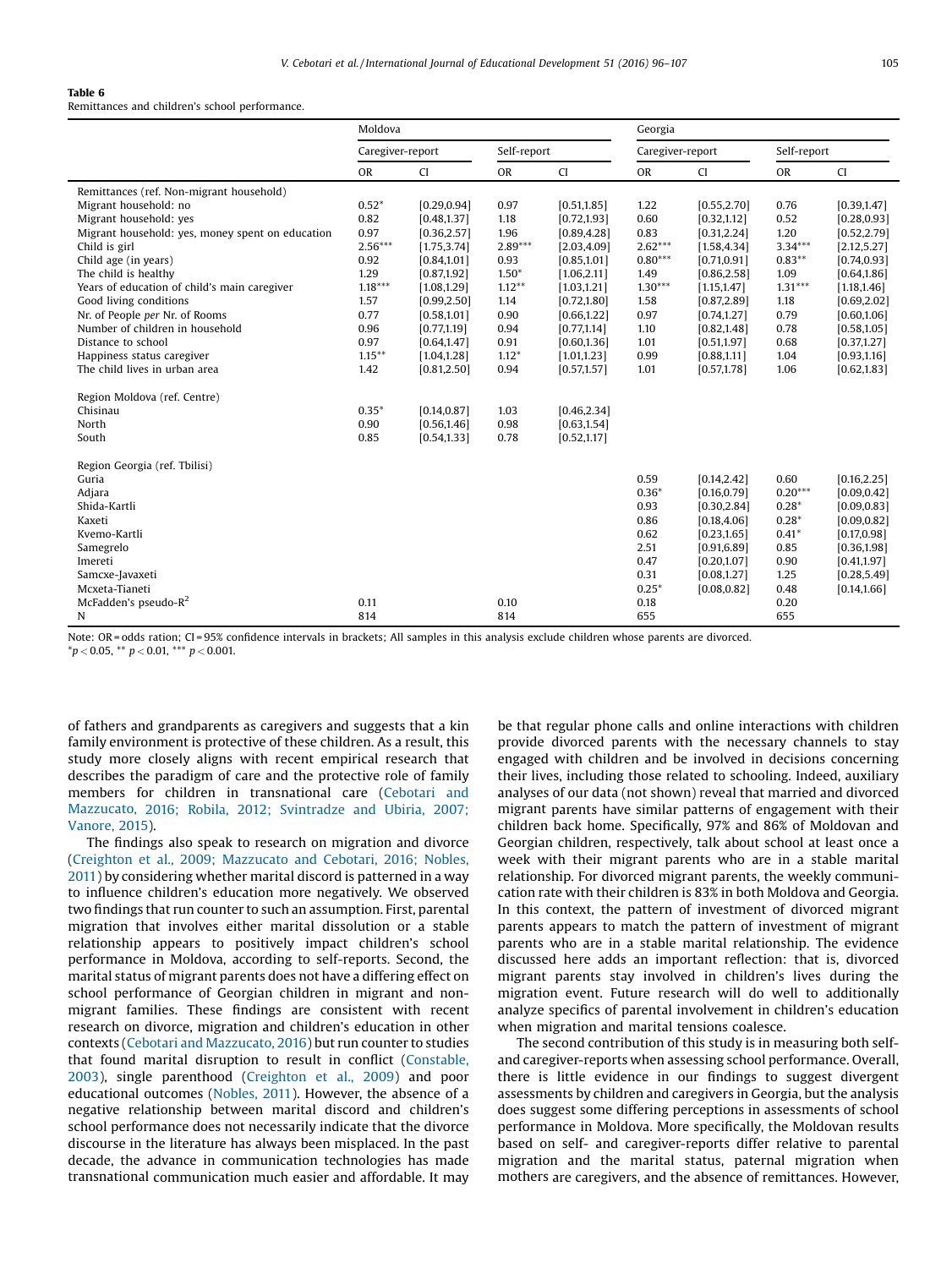**Table 6**
Remittances and children's school performance.

| | Moldova | | | | Georgia | | | |
|---|---|---|---|---|---|---|---|---|
| | Caregiver-report | | Self-report | | Caregiver-report | | Self-report | |
| | OR | CI | OR | CI | OR | CI | OR | CI |
| Remittances (ref. Non-migrant household) | | | | | | | | |
| Migrant household: no | 0.52* | [0.29,0.94] | 0.97 | [0.51,1.85] | 1.22 | [0.55,2.70] | 0.76 | [0.39,1.47] |
| Migrant household: yes | 0.82 | [0.48,1.37] | 1.18 | [0.72,1.93] | 0.60 | [0.32,1.12] | 0.52 | [0.28,0.93] |
| Migrant household: yes, money spent on education | 0.97 | [0.36,2.57] | 1.96 | [0.89,4.28] | 0.83 | [0.31,2.24] | 1.20 | [0.52,2.79] |
| Child is girl | 2.56*** | [1.75,3.74] | 2.89*** | [2.03,4.09] | 2.62*** | [1.58,4.34] | 3.34*** | [2.12,5.27] |
| Child age (in years) | 0.92 | [0.84,1.01] | 0.93 | [0.85,1.01] | 0.80*** | [0.71,0.91] | 0.83** | [0.74,0.93] |
| The child is healthy | 1.29 | [0.87,1.92] | 1.50* | [1.06,2.11] | 1.49 | [0.86,2.58] | 1.09 | [0.64,1.86] |
| Years of education of child's main caregiver | 1.18*** | [1.08,1.29] | 1.12** | [1.03,1.21] | 1.30*** | [1.15,1.47] | 1.31*** | [1.18,1.46] |
| Good living conditions | 1.57 | [0.99,2.50] | 1.14 | [0.72,1.80] | 1.58 | [0.87,2.89] | 1.18 | [0.69,2.02] |
| Nr. of People *per* Nr. of Rooms | 0.77 | [0.58,1.01] | 0.90 | [0.66,1.22] | 0.97 | [0.74,1.27] | 0.79 | [0.60,1.06] |
| Number of children in household | 0.96 | [0.77,1.19] | 0.94 | [0.77,1.14] | 1.10 | [0.82,1.48] | 0.78 | [0.58,1.05] |
| Distance to school | 0.97 | [0.64,1.47] | 0.91 | [0.60,1.36] | 1.01 | [0.51,1.97] | 0.68 | [0.37,1.27] |
| Happiness status caregiver | 1.15** | [1.04,1.28] | 1.12* | [1.01,1.23] | 0.99 | [0.88,1.11] | 1.04 | [0.93,1.16] |
| The child lives in urban area | 1.42 | [0.81,2.50] | 0.94 | [0.57,1.57] | 1.01 | [0.57,1.78] | 1.06 | [0.62,1.83] |
| Region Moldova (ref. Centre) | | | | | | | | |
| Chisinau | 0.35* | [0.14,0.87] | 1.03 | [0.46,2.34] | | | | |
| North | 0.90 | [0.56,1.46] | 0.98 | [0.63,1.54] | | | | |
| South | 0.85 | [0.54,1.33] | 0.78 | [0.52,1.17] | | | | |
| Region Georgia (ref. Tbilisi) | | | | | | | | |
| Guria | | | | | 0.59 | [0.14,2.42] | 0.60 | [0.16,2.25] |
| Adjara | | | | | 0.36* | [0.16,0.79] | 0.20*** | [0.09,0.42] |
| Shida-Kartli | | | | | 0.93 | [0.30,2.84] | 0.28* | [0.09,0.83] |
| Kaxeti | | | | | 0.86 | [0.18,4.06] | 0.28* | [0.09,0.82] |
| Kvemo-Kartli | | | | | 0.62 | [0.23,1.65] | 0.41* | [0.17,0.98] |
| Samegrelo | | | | | 2.51 | [0.91,6.89] | 0.85 | [0.36,1.98] |
| Imereti | | | | | 0.47 | [0.20,1.07] | 0.90 | [0.41,1.97] |
| Samcxe-Javaxeti | | | | | 0.31 | [0.08,1.27] | 1.25 | [0.28,5.49] |
| Mcxeta-Tianeti | | | | | 0.25* | [0.08,0.82] | 0.48 | [0.14,1.66] |
| McFadden's pseudo-$R^2$ | 0.11 | | 0.10 | | 0.18 | | 0.20 | |
| N | 814 | | 814 | | 655 | | 655 | |

Note: OR = odds ration; CI = 95% confidence intervals in brackets; All samples in this analysis exclude children whose parents are divorced.
$^{*}p < 0.05$, $^{**}p < 0.01$, $^{***}p < 0.001$.

of fathers and grandparents as caregivers and suggests that a kin family environment is protective of these children. As a result, this study more closely aligns with recent empirical research that describes the paradigm of care and the protective role of family members for children in transnational care (Cebotari and Mazzucato, 2016; Robila, 2012; Svintradze and Ubiria, 2007; Vanore, 2015).

The findings also speak to research on migration and divorce (Creighton et al., 2009; Mazzucato and Cebotari, 2016; Nobles, 2011) by considering whether marital discord is patterned in a way to influence children's education more negatively. We observed two findings that run counter to such an assumption. First, parental migration that involves either marital dissolution or a stable relationship appears to positively impact children's school performance in Moldova, according to self-reports. Second, the marital status of migrant parents does not have a differing effect on school performance of Georgian children in migrant and non-migrant families. These findings are consistent with recent research on divorce, migration and children's education in other contexts (Cebotari and Mazzucato, 2016) but run counter to studies that found marital disruption to result in conflict (Constable, 2003), single parenthood (Creighton et al., 2009) and poor educational outcomes (Nobles, 2011). However, the absence of a negative relationship between marital discord and children's school performance does not necessarily indicate that the divorce discourse in the literature has always been misplaced. In the past decade, the advance in communication technologies has made transnational communication much easier and affordable. It may be that regular phone calls and online interactions with children provide divorced parents with the necessary channels to stay engaged with children and be involved in decisions concerning their lives, including those related to schooling. Indeed, auxiliary analyses of our data (not shown) reveal that married and divorced migrant parents have similar patterns of engagement with their children back home. Specifically, 97% and 86% of Moldovan and Georgian children, respectively, talk about school at least once a week with their migrant parents who are in a stable marital relationship. For divorced migrant parents, the weekly communication rate with their children is 83% in both Moldova and Georgia. In this context, the pattern of investment of divorced migrant parents appears to match the pattern of investment of migrant parents who are in a stable marital relationship. The evidence discussed here adds an important reflection: that is, divorced migrant parents stay involved in children's lives during the migration event. Future research will do well to additionally analyze specifics of parental involvement in children's education when migration and marital tensions coalesce.

The second contribution of this study is in measuring both self- and caregiver-reports when assessing school performance. Overall, there is little evidence in our findings to suggest divergent assessments by children and caregivers in Georgia, but the analysis does suggest some differing perceptions in assessments of school performance in Moldova. More specifically, the Moldovan results based on self- and caregiver-reports differ relative to parental migration and the marital status, paternal migration when mothers are caregivers, and the absence of remittances. However,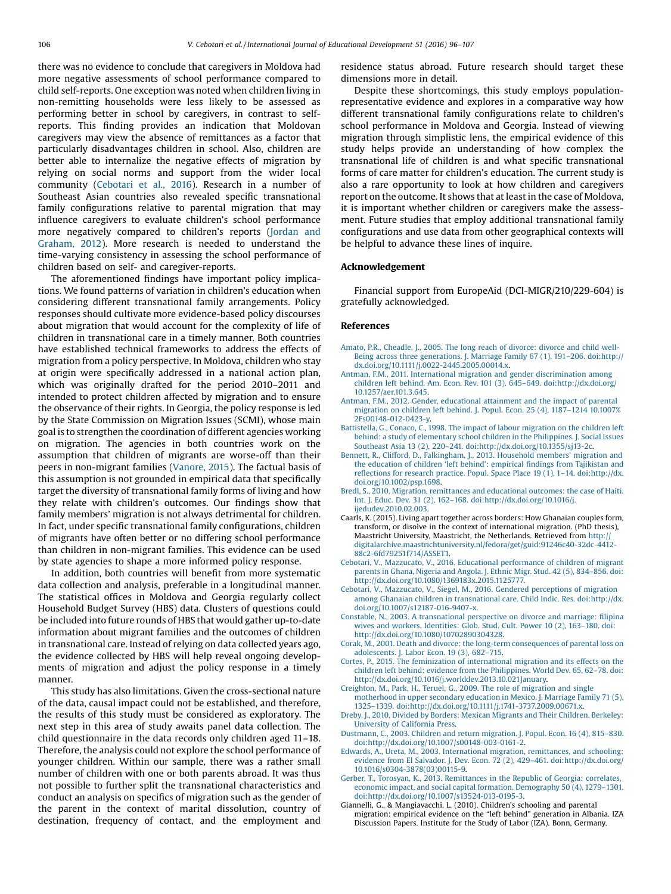there was no evidence to conclude that caregivers in Moldova had more negative assessments of school performance compared to child self-reports. One exception was noted when children living in non-remitting households were less likely to be assessed as performing better in school by caregivers, in contrast to self-reports. This finding provides an indication that Moldovan caregivers may view the absence of remittances as a factor that particularly disadvantages children in school. Also, children are better able to internalize the negative effects of migration by relying on social norms and support from the wider local community (Cebotari et al., 2016). Research in a number of Southeast Asian countries also revealed specific transnational family configurations relative to parental migration that may influence caregivers to evaluate children's school performance more negatively compared to children's reports (Jordan and Graham, 2012). More research is needed to understand the time-varying consistency in assessing the school performance of children based on self- and caregiver-reports.

The aforementioned findings have important policy implications. We found patterns of variation in children's education when considering different transnational family arrangements. Policy responses should cultivate more evidence-based policy discourses about migration that would account for the complexity of life of children in transnational care in a timely manner. Both countries have established technical frameworks to address the effects of migration from a policy perspective. In Moldova, children who stay at origin were specifically addressed in a national action plan, which was originally drafted for the period 2010–2011 and intended to protect children affected by migration and to ensure the observance of their rights. In Georgia, the policy response is led by the State Commission on Migration Issues (SCMI), whose main goal is to strengthen the coordination of different agencies working on migration. The agencies in both countries work on the assumption that children of migrants are worse-off than their peers in non-migrant families (Vanore, 2015). The factual basis of this assumption is not grounded in empirical data that specifically target the diversity of transnational family forms of living and how they relate with children's outcomes. Our findings show that family members' migration is not always detrimental for children. In fact, under specific transnational family configurations, children of migrants have often better or no differing school performance than children in non-migrant families. This evidence can be used by state agencies to shape a more informed policy response.

In addition, both countries will benefit from more systematic data collection and analysis, preferable in a longitudinal manner. The statistical offices in Moldova and Georgia regularly collect Household Budget Survey (HBS) data. Clusters of questions could be included into future rounds of HBS that would gather up-to-date information about migrant families and the outcomes of children in transnational care. Instead of relying on data collected years ago, the evidence collected by HBS will help reveal ongoing developments of migration and adjust the policy response in a timely manner.

This study has also limitations. Given the cross-sectional nature of the data, causal impact could not be established, and therefore, the results of this study must be considered as exploratory. The next step in this area of study awaits panel data collection. The child questionnaire in the data records only children aged 11–18. Therefore, the analysis could not explore the school performance of younger children. Within our sample, there was a rather small number of children with one or both parents abroad. It was thus not possible to further split the transnational characteristics and conduct an analysis on specifics of migration such as the gender of the parent in the context of marital dissolution, country of destination, frequency of contact, and the employment and residence status abroad. Future research should target these dimensions more in detail.

Despite these shortcomings, this study employs population-representative evidence and explores in a comparative way how different transnational family configurations relate to children's school performance in Moldova and Georgia. Instead of viewing migration through simplistic lens, the empirical evidence of this study helps provide an understanding of how complex the transnational life of children is and what specific transnational forms of care matter for children's education. The current study is also a rare opportunity to look at how children and caregivers report on the outcome. It shows that at least in the case of Moldova, it is important whether children or caregivers make the assessment. Future studies that employ additional transnational family configurations and use data from other geographical contexts will be helpful to advance these lines of inquire.

## Acknowledgement

Financial support from EuropeAid (DCI-MIGR/210/229-604) is gratefully acknowledged.

## References

Amato, P.R., Cheadle, J., 2005. The long reach of divorce: divorce and child well-Being across three generations. J. Marriage Family 67 (1), 191–206. doi:http://dx.doi.org/10.1111/j.0022-2445.2005.00014.x.

Antman, F.M., 2011. International migration and gender discrimination among children left behind. Am. Econ. Rev. 101 (3), 645–649. doi:http://dx.doi.org/10.1257/aer.101.3.645.

Antman, F.M., 2012. Gender, educational attainment and the impact of parental migration on children left behind. J. Popul. Econ. 25 (4), 1187–1214 10.1007%2Fs00148-012-0423-y.

Battistella, G., Conaco, C., 1998. The impact of labour migration on the children left behind: a study of elementary school children in the Philippines. J. Social Issues Southeast Asia 13 (2), 220–241. doi:http://dx.doi.org/10.1355/sj13-2c.

Bennett, R., Clifford, D., Falkingham, J., 2013. Household members' migration and the education of children 'left behind': empirical findings from Tajikistan and reflections for research practice. Popul. Space Place 19 (1), 1–14. doi:http://dx.doi.org/10.1002/psp.1698.

Bredl, S., 2010. Migration, remittances and educational outcomes: the case of Haiti. Int. J. Educ. Dev. 31 (2), 162–168. doi:http://dx.doi.org/10.1016/j.ijedudev.2010.02.003.

Caarls, K. (2015). Living apart together across borders: How Ghanaian couples form, transform, or disolve in the context of international migration. (PhD thesis), Maastricht University, Maastricht, the Netherlands. Retrieved from http://digitalarchive.maastrichtuniversity.nl/fedora/get/guid:91246c40-32dc-4412-88c2-6fd79251f714/ASSET1.

Cebotari, V., Mazzucato, V., 2016. Educational performance of children of migrant parents in Ghana, Nigeria and Angola. J. Ethnic Migr. Stud. 42 (5), 834–856. doi:http://dx.doi.org/10.1080/1369183x.2015.1125777.

Cebotari, V., Mazzucato, V., Siegel, M., 2016. Gendered perceptions of migration among Ghanaian children in transnational care. Child Indic. Res. doi:http://dx.doi.org/10.1007/s12187-016-9407-x.

Constable, N., 2003. A transnational perspective on divorce and marriage: filipina wives and workers. Identities: Glob. Stud. Cult. Power 10 (2), 163–180. doi:http://dx.doi.org/10.1080/10702890304328.

Corak, M., 2001. Death and divorce: the long-term consequences of parental loss on adolescents. J. Labor Econ. 19 (3), 682–715.

Cortes, P., 2015. The feminization of international migration and its effects on the children left behind: evidence from the Philippines. World Dev. 65, 62–78. doi:http://dx.doi.org/10.1016/j.worlddev.2013.10.021January.

Creighton, M., Park, H., Teruel, G., 2009. The role of migration and single motherhood in upper secondary education in Mexico. J. Marriage Family 71 (5), 1325–1339. doi:http://dx.doi.org/10.1111/j.1741-3737.2009.00671.x.

Dreby, J., 2010. Divided by Borders: Mexican Migrants and Their Children. Berkeley: University of California Press.

Dustmann, C., 2003. Children and return migration. J. Popul. Econ. 16 (4), 815–830. doi:http://dx.doi.org/10.1007/s00148-003-0161-2.

Edwards, A., Ureta, M., 2003. International migration, remittances, and schooling: evidence from El Salvador. J. Dev. Econ. 72 (2), 429–461. doi:http://dx.doi.org/10.1016/s0304-3878(03)00115-9.

Gerber, T., Torosyan, K., 2013. Remittances in the Republic of Georgia: correlates, economic impact, and social capital formation. Demography 50 (4), 1279–1301. doi:http://dx.doi.org/10.1007/s13524-013-0195-3.

Giannelli, G., & Mangiavacchi, L. (2010). Children's schooling and parental migration: empirical evidence on the "left behind" generation in Albania. IZA Discussion Papers. Institute for the Study of Labor (IZA). Bonn, Germany.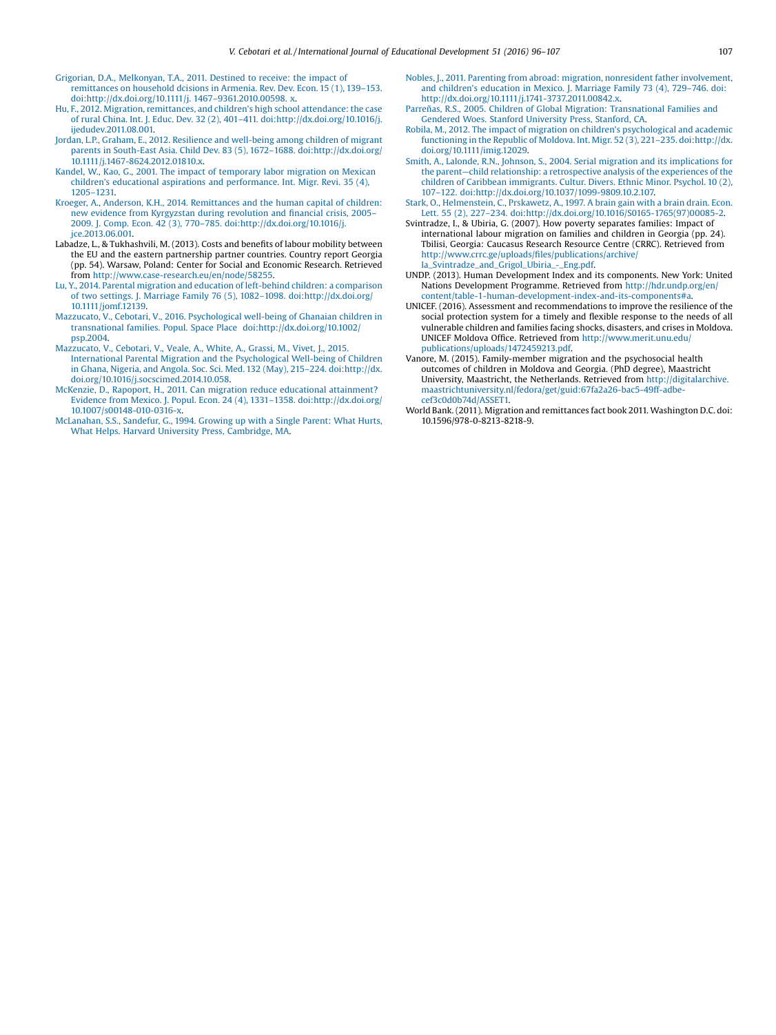Grigorian, D.A., Melkonyan, T.A., 2011. Destined to receive: the impact of remittances on household dcisions in Armenia. Rev. Dev. Econ. 15 (1), 139–153. doi:http://dx.doi.org/10.1111/j. 1467–9361.2010.00598. x.

Hu, F., 2012. Migration, remittances, and children's high school attendance: the case of rural China. Int. J. Educ. Dev. 32 (2), 401–411. doi:http://dx.doi.org/10.1016/j.ijedudev.2011.08.001.

Jordan, L.P., Graham, E., 2012. Resilience and well-being among children of migrant parents in South-East Asia. Child Dev. 83 (5), 1672–1688. doi:http://dx.doi.org/10.1111/j.1467-8624.2012.01810.x.

Kandel, W., Kao, G., 2001. The impact of temporary labor migration on Mexican children's educational aspirations and performance. Int. Migr. Revi. 35 (4), 1205–1231.

Kroeger, A., Anderson, K.H., 2014. Remittances and the human capital of children: new evidence from Kyrgyzstan during revolution and financial crisis, 2005–2009. J. Comp. Econ. 42 (3), 770–785. doi:http://dx.doi.org/10.1016/j.jce.2013.06.001.

Labadze, L., & Tukhashvili, M. (2013). Costs and benefits of labour mobility between the EU and the eastern partnership partner countries. Country report Georgia (pp. 54). Warsaw, Poland: Center for Social and Economic Research. Retrieved from http://www.case-research.eu/en/node/58255.

Lu, Y., 2014. Parental migration and education of left-behind children: a comparison of two settings. J. Marriage Family 76 (5), 1082–1098. doi:http://dx.doi.org/10.1111/jomf.12139.

Mazzucato, V., Cebotari, V., 2016. Psychological well-being of Ghanaian children in transnational families. Popul. Space Place doi:http://dx.doi.org/10.1002/psp.2004.

Mazzucato, V., Cebotari, V., Veale, A., White, A., Grassi, M., Vivet, J., 2015. International Parental Migration and the Psychological Well-being of Children in Ghana, Nigeria, and Angola. Soc. Sci. Med. 132 (May), 215–224. doi:http://dx.doi.org/10.1016/j.socscimed.2014.10.058.

McKenzie, D., Rapoport, H., 2011. Can migration reduce educational attainment? Evidence from Mexico. J. Popul. Econ. 24 (4), 1331–1358. doi:http://dx.doi.org/10.1007/s00148-010-0316-x.

McLanahan, S.S., Sandefur, G., 1994. Growing up with a Single Parent: What Hurts, What Helps. Harvard University Press, Cambridge, MA.

Nobles, J., 2011. Parenting from abroad: migration, nonresident father involvement, and children's education in Mexico. J. Marriage Family 73 (4), 729–746. doi:http://dx.doi.org/10.1111/j.1741-3737.2011.00842.x.

Parreñas, R.S., 2005. Children of Global Migration: Transnational Families and Gendered Woes. Stanford University Press, Stanford, CA.

Robila, M., 2012. The impact of migration on children's psychological and academic functioning in the Republic of Moldova. Int. Migr. 52 (3), 221–235. doi:http://dx.doi.org/10.1111/imig.12029.

Smith, A., Lalonde, R.N., Johnson, S., 2004. Serial migration and its implications for the parent–child relationship: a retrospective analysis of the experiences of the children of Caribbean immigrants. Cultur. Divers. Ethnic Minor. Psychol. 10 (2), 107–122. doi:http://dx.doi.org/10.1037/1099-9809.10.2.107.

Stark, O., Helmenstein, C., Prskawetz, A., 1997. A brain gain with a brain drain. Econ. Lett. 55 (2), 227–234. doi:http://dx.doi.org/10.1016/S0165-1765(97)00085-2.

Svintradze, I., & Ubiria, G. (2007). How poverty separates families: Impact of international labour migration on families and children in Georgia (pp. 24). Tbilisi, Georgia: Caucasus Research Resource Centre (CRRC). Retrieved from http://www.crrc.ge/uploads/files/publications/archive/Ia_Svintradze_and_Grigol_Ubiria_-_Eng.pdf.

UNDP. (2013). Human Development Index and its components. New York: United Nations Development Programme. Retrieved from http://hdr.undp.org/en/content/table-1-human-development-index-and-its-components#a.

UNICEF. (2016). Assessment and recommendations to improve the resilience of the social protection system for a timely and flexible response to the needs of all vulnerable children and families facing shocks, disasters, and crises in Moldova. UNICEF Moldova Office. Retrieved from http://www.merit.unu.edu/publications/uploads/1472459213.pdf.

Vanore, M. (2015). Family-member migration and the psychosocial health outcomes of children in Moldova and Georgia. (PhD degree), Maastricht University, Maastricht, the Netherlands. Retrieved from http://digitalarchive.maastrichtuniversity.nl/fedora/get/guid:67fa2a26-bac5-49ff-adbe-cef3c0d0b74d/ASSET1.

World Bank. (2011). Migration and remittances fact book 2011. Washington D.C. doi: 10.1596/978-0-8213-8218-9.